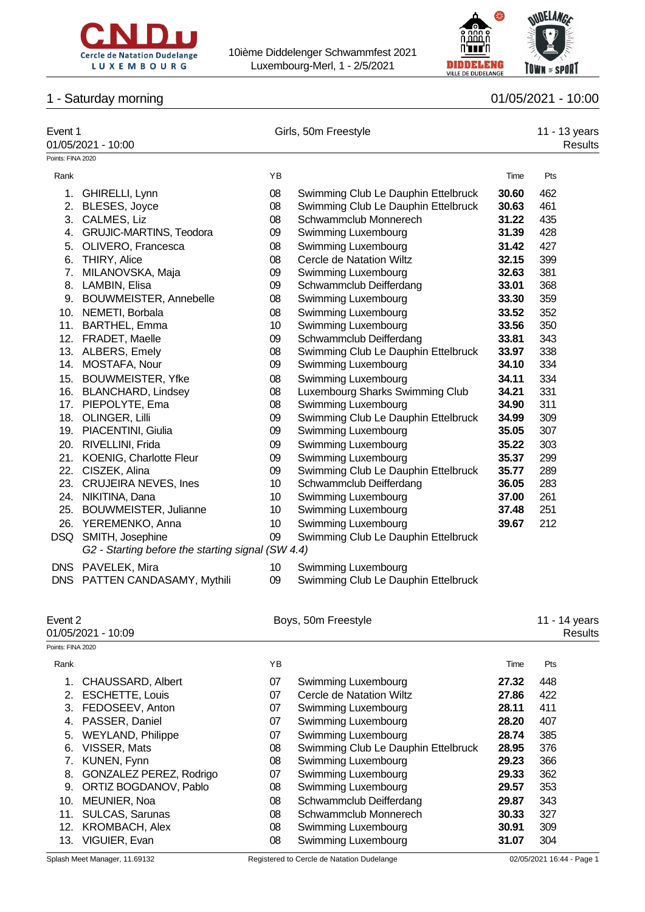10ième Diddelenger Schwammfest 2021
Luxembourg-Merl, 1 - 2/5/2021

## 1 - Saturday morning

01/05/2021 - 10:00

### Event 1 — Girls, 50m Freestyle — 11 - 13 years

01/05/2021 - 10:00 — Results

Points: FINA 2020

| Rank | Name | YB | Club | Time | Pts |
|---|---|---|---|---|---|
| 1. | GHIRELLI, Lynn | 08 | Swimming Club Le Dauphin Ettelbruck | **30.60** | 462 |
| 2. | BLESES, Joyce | 08 | Swimming Club Le Dauphin Ettelbruck | **30.63** | 461 |
| 3. | CALMES, Liz | 08 | Schwammclub Monnerech | **31.22** | 435 |
| 4. | GRUJIC-MARTINS, Teodora | 09 | Swimming Luxembourg | **31.39** | 428 |
| 5. | OLIVERO, Francesca | 08 | Swimming Luxembourg | **31.42** | 427 |
| 6. | THIRY, Alice | 08 | Cercle de Natation Wiltz | **32.15** | 399 |
| 7. | MILANOVSKA, Maja | 09 | Swimming Luxembourg | **32.63** | 381 |
| 8. | LAMBIN, Elisa | 09 | Schwammclub Deifferdang | **33.01** | 368 |
| 9. | BOUWMEISTER, Annebelle | 08 | Swimming Luxembourg | **33.30** | 359 |
| 10. | NEMETI, Borbala | 08 | Swimming Luxembourg | **33.52** | 352 |
| 11. | BARTHEL, Emma | 10 | Swimming Luxembourg | **33.56** | 350 |
| 12. | FRADET, Maelle | 09 | Schwammclub Deifferdang | **33.81** | 343 |
| 13. | ALBERS, Emely | 08 | Swimming Club Le Dauphin Ettelbruck | **33.97** | 338 |
| 14. | MOSTAFA, Nour | 09 | Swimming Luxembourg | **34.10** | 334 |
| 15. | BOUWMEISTER, Yfke | 08 | Swimming Luxembourg | **34.11** | 334 |
| 16. | BLANCHARD, Lindsey | 08 | Luxembourg Sharks Swimming Club | **34.21** | 331 |
| 17. | PIEPOLYTE, Ema | 08 | Swimming Luxembourg | **34.90** | 311 |
| 18. | OLINGER, Lilli | 09 | Swimming Club Le Dauphin Ettelbruck | **34.99** | 309 |
| 19. | PIACENTINI, Giulia | 09 | Swimming Luxembourg | **35.05** | 307 |
| 20. | RIVELLINI, Frida | 09 | Swimming Luxembourg | **35.22** | 303 |
| 21. | KOENIG, Charlotte Fleur | 09 | Swimming Luxembourg | **35.37** | 299 |
| 22. | CISZEK, Alina | 09 | Swimming Club Le Dauphin Ettelbruck | **35.77** | 289 |
| 23. | CRUJEIRA NEVES, Ines | 10 | Schwammclub Deifferdang | **36.05** | 283 |
| 24. | NIKITINA, Dana | 10 | Swimming Luxembourg | **37.00** | 261 |
| 25. | BOUWMEISTER, Julianne | 10 | Swimming Luxembourg | **37.48** | 251 |
| 26. | YEREMENKO, Anna | 10 | Swimming Luxembourg | **39.67** | 212 |
| DSQ | SMITH, Josephine | 09 | Swimming Club Le Dauphin Ettelbruck | | |
| | *G2 - Starting before the starting signal (SW 4.4)* | | | | |
| DNS | PAVELEK, Mira | 10 | Swimming Luxembourg | | |
| DNS | PATTEN CANDASAMY, Mythili | 09 | Swimming Club Le Dauphin Ettelbruck | | |

### Event 2 — Boys, 50m Freestyle — 11 - 14 years

01/05/2021 - 10:09 — Results

Points: FINA 2020

| Rank | Name | YB | Club | Time | Pts |
|---|---|---|---|---|---|
| 1. | CHAUSSARD, Albert | 07 | Swimming Luxembourg | **27.32** | 448 |
| 2. | ESCHETTE, Louis | 07 | Cercle de Natation Wiltz | **27.86** | 422 |
| 3. | FEDOSEEV, Anton | 07 | Swimming Luxembourg | **28.11** | 411 |
| 4. | PASSER, Daniel | 07 | Swimming Luxembourg | **28.20** | 407 |
| 5. | WEYLAND, Philippe | 07 | Swimming Luxembourg | **28.74** | 385 |
| 6. | VISSER, Mats | 08 | Swimming Club Le Dauphin Ettelbruck | **28.95** | 376 |
| 7. | KUNEN, Fynn | 08 | Swimming Luxembourg | **29.23** | 366 |
| 8. | GONZALEZ PEREZ, Rodrigo | 07 | Swimming Luxembourg | **29.33** | 362 |
| 9. | ORTIZ BOGDANOV, Pablo | 08 | Swimming Luxembourg | **29.57** | 353 |
| 10. | MEUNIER, Noa | 08 | Schwammclub Deifferdang | **29.87** | 343 |
| 11. | SULCAS, Sarunas | 08 | Schwammclub Monnerech | **30.33** | 327 |
| 12. | KROMBACH, Alex | 08 | Swimming Luxembourg | **30.91** | 309 |
| 13. | VIGUIER, Evan | 08 | Swimming Luxembourg | **31.07** | 304 |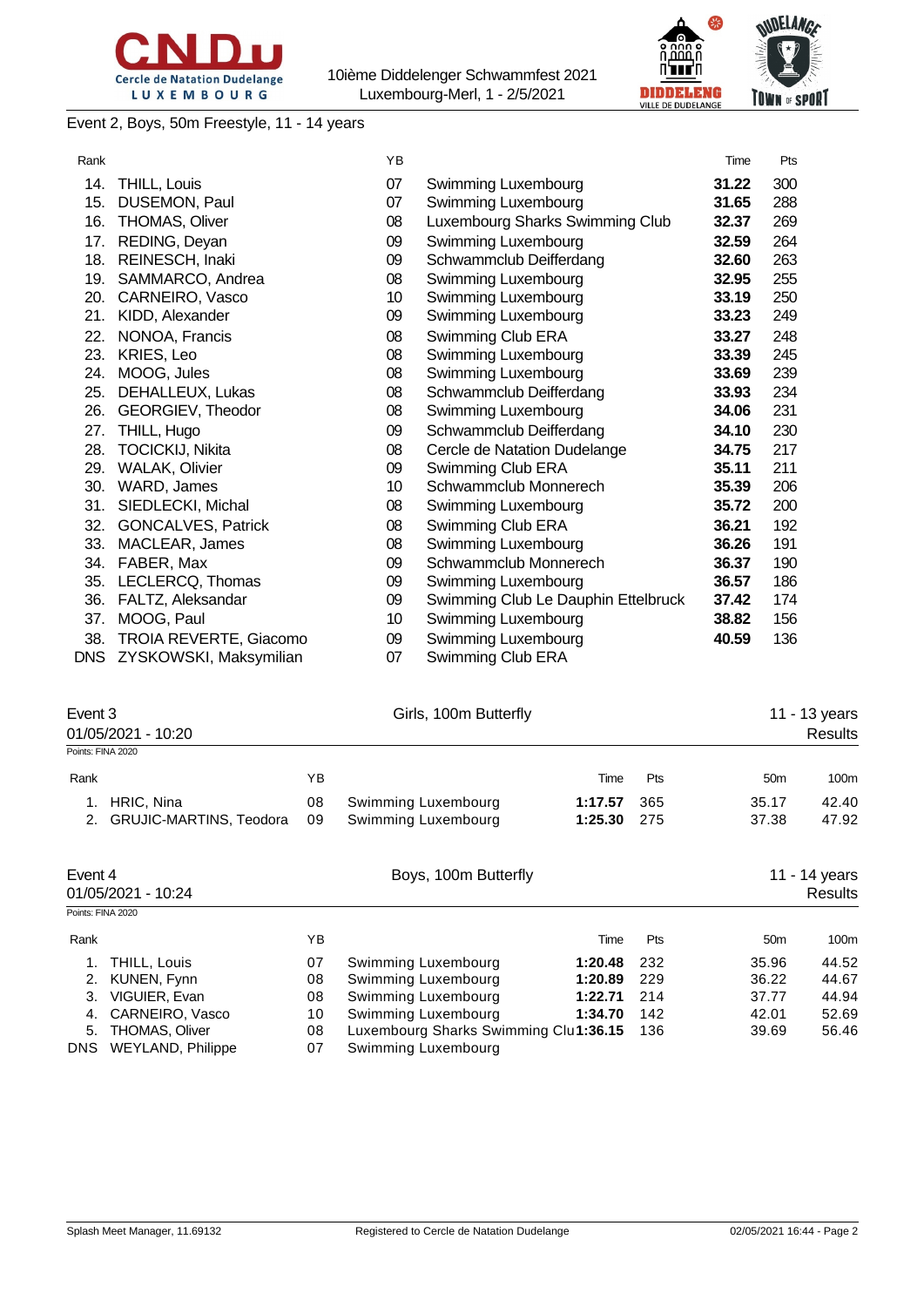Event 2, Boys, 50m Freestyle, 11 - 14 years

| Rank | | YB | | Time | Pts |
|---|---|---|---|---|---|
| 14. | THILL, Louis | 07 | Swimming Luxembourg | **31.22** | 300 |
| 15. | DUSEMON, Paul | 07 | Swimming Luxembourg | **31.65** | 288 |
| 16. | THOMAS, Oliver | 08 | Luxembourg Sharks Swimming Club | **32.37** | 269 |
| 17. | REDING, Deyan | 09 | Swimming Luxembourg | **32.59** | 264 |
| 18. | REINESCH, Inaki | 09 | Schwammclub Deifferdang | **32.60** | 263 |
| 19. | SAMMARCO, Andrea | 08 | Swimming Luxembourg | **32.95** | 255 |
| 20. | CARNEIRO, Vasco | 10 | Swimming Luxembourg | **33.19** | 250 |
| 21. | KIDD, Alexander | 09 | Swimming Luxembourg | **33.23** | 249 |
| 22. | NONOA, Francis | 08 | Swimming Club ERA | **33.27** | 248 |
| 23. | KRIES, Leo | 08 | Swimming Luxembourg | **33.39** | 245 |
| 24. | MOOG, Jules | 08 | Swimming Luxembourg | **33.69** | 239 |
| 25. | DEHALLEUX, Lukas | 08 | Schwammclub Deifferdang | **33.93** | 234 |
| 26. | GEORGIEV, Theodor | 08 | Swimming Luxembourg | **34.06** | 231 |
| 27. | THILL, Hugo | 09 | Schwammclub Deifferdang | **34.10** | 230 |
| 28. | TOCICKIJ, Nikita | 08 | Cercle de Natation Dudelange | **34.75** | 217 |
| 29. | WALAK, Olivier | 09 | Swimming Club ERA | **35.11** | 211 |
| 30. | WARD, James | 10 | Schwammclub Monnerech | **35.39** | 206 |
| 31. | SIEDLECKI, Michal | 08 | Swimming Luxembourg | **35.72** | 200 |
| 32. | GONCALVES, Patrick | 08 | Swimming Club ERA | **36.21** | 192 |
| 33. | MACLEAR, James | 08 | Swimming Luxembourg | **36.26** | 191 |
| 34. | FABER, Max | 09 | Schwammclub Monnerech | **36.37** | 190 |
| 35. | LECLERCQ, Thomas | 09 | Swimming Luxembourg | **36.57** | 186 |
| 36. | FALTZ, Aleksandar | 09 | Swimming Club Le Dauphin Ettelbruck | **37.42** | 174 |
| 37. | MOOG, Paul | 10 | Swimming Luxembourg | **38.82** | 156 |
| 38. | TROIA REVERTE, Giacomo | 09 | Swimming Luxembourg | **40.59** | 136 |
| DNS | ZYSKOWSKI, Maksymilian | 07 | Swimming Club ERA | | |

Event 3 — Girls, 100m Butterfly — 11 - 13 years

01/05/2021 - 10:20 — Results

Points: FINA 2020

| Rank | | YB | | Time | Pts | 50m | 100m |
|---|---|---|---|---|---|---|---|
| 1. | HRIC, Nina | 08 | Swimming Luxembourg | **1:17.57** | 365 | 35.17 | 42.40 |
| 2. | GRUJIC-MARTINS, Teodora | 09 | Swimming Luxembourg | **1:25.30** | 275 | 37.38 | 47.92 |

Event 4 — Boys, 100m Butterfly — 11 - 14 years

01/05/2021 - 10:24 — Results

Points: FINA 2020

| Rank | | YB | | Time | Pts | 50m | 100m |
|---|---|---|---|---|---|---|---|
| 1. | THILL, Louis | 07 | Swimming Luxembourg | **1:20.48** | 232 | 35.96 | 44.52 |
| 2. | KUNEN, Fynn | 08 | Swimming Luxembourg | **1:20.89** | 229 | 36.22 | 44.67 |
| 3. | VIGUIER, Evan | 08 | Swimming Luxembourg | **1:22.71** | 214 | 37.77 | 44.94 |
| 4. | CARNEIRO, Vasco | 10 | Swimming Luxembourg | **1:34.70** | 142 | 42.01 | 52.69 |
| 5. | THOMAS, Oliver | 08 | Luxembourg Sharks Swimming Clu | **1:36.15** | 136 | 39.69 | 56.46 |
| DNS | WEYLAND, Philippe | 07 | Swimming Luxembourg | | | | |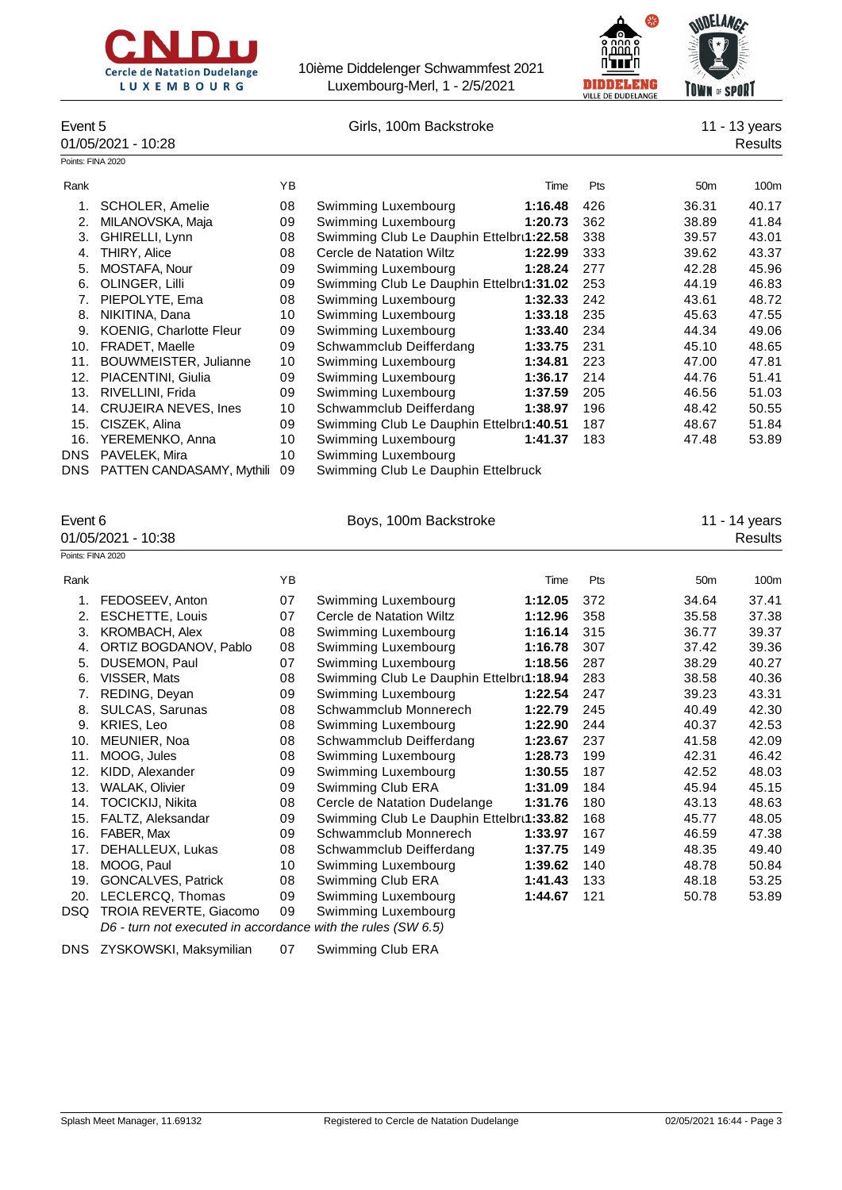## Event 5 — Girls, 100m Backstroke — 11 - 13 years

01/05/2021 - 10:28 — Results

Points: FINA 2020

| Rank | | YB | | Time | Pts | 50m | 100m |
|---|---|---|---|---|---|---|---|
| 1. | SCHOLER, Amelie | 08 | Swimming Luxembourg | **1:16.48** | 426 | 36.31 | 40.17 |
| 2. | MILANOVSKA, Maja | 09 | Swimming Luxembourg | **1:20.73** | 362 | 38.89 | 41.84 |
| 3. | GHIRELLI, Lynn | 08 | Swimming Club Le Dauphin Ettelbru | **1:22.58** | 338 | 39.57 | 43.01 |
| 4. | THIRY, Alice | 08 | Cercle de Natation Wiltz | **1:22.99** | 333 | 39.62 | 43.37 |
| 5. | MOSTAFA, Nour | 09 | Swimming Luxembourg | **1:28.24** | 277 | 42.28 | 45.96 |
| 6. | OLINGER, Lilli | 09 | Swimming Club Le Dauphin Ettelbru | **1:31.02** | 253 | 44.19 | 46.83 |
| 7. | PIEPOLYTE, Ema | 08 | Swimming Luxembourg | **1:32.33** | 242 | 43.61 | 48.72 |
| 8. | NIKITINA, Dana | 10 | Swimming Luxembourg | **1:33.18** | 235 | 45.63 | 47.55 |
| 9. | KOENIG, Charlotte Fleur | 09 | Swimming Luxembourg | **1:33.40** | 234 | 44.34 | 49.06 |
| 10. | FRADET, Maelle | 09 | Schwammclub Deifferdang | **1:33.75** | 231 | 45.10 | 48.65 |
| 11. | BOUWMEISTER, Julianne | 10 | Swimming Luxembourg | **1:34.81** | 223 | 47.00 | 47.81 |
| 12. | PIACENTINI, Giulia | 09 | Swimming Luxembourg | **1:36.17** | 214 | 44.76 | 51.41 |
| 13. | RIVELLINI, Frida | 09 | Swimming Luxembourg | **1:37.59** | 205 | 46.56 | 51.03 |
| 14. | CRUJEIRA NEVES, Ines | 10 | Schwammclub Deifferdang | **1:38.97** | 196 | 48.42 | 50.55 |
| 15. | CISZEK, Alina | 09 | Swimming Club Le Dauphin Ettelbru | **1:40.51** | 187 | 48.67 | 51.84 |
| 16. | YEREMENKO, Anna | 10 | Swimming Luxembourg | **1:41.37** | 183 | 47.48 | 53.89 |
| DNS | PAVELEK, Mira | 10 | Swimming Luxembourg | | | | |
| DNS | PATTEN CANDASAMY, Mythili | 09 | Swimming Club Le Dauphin Ettelbruck | | | | |

## Event 6 — Boys, 100m Backstroke — 11 - 14 years

01/05/2021 - 10:38 — Results

Points: FINA 2020

| Rank | | YB | | Time | Pts | 50m | 100m |
|---|---|---|---|---|---|---|---|
| 1. | FEDOSEEV, Anton | 07 | Swimming Luxembourg | **1:12.05** | 372 | 34.64 | 37.41 |
| 2. | ESCHETTE, Louis | 07 | Cercle de Natation Wiltz | **1:12.96** | 358 | 35.58 | 37.38 |
| 3. | KROMBACH, Alex | 08 | Swimming Luxembourg | **1:16.14** | 315 | 36.77 | 39.37 |
| 4. | ORTIZ BOGDANOV, Pablo | 08 | Swimming Luxembourg | **1:16.78** | 307 | 37.42 | 39.36 |
| 5. | DUSEMON, Paul | 07 | Swimming Luxembourg | **1:18.56** | 287 | 38.29 | 40.27 |
| 6. | VISSER, Mats | 08 | Swimming Club Le Dauphin Ettelbru | **1:18.94** | 283 | 38.58 | 40.36 |
| 7. | REDING, Deyan | 09 | Swimming Luxembourg | **1:22.54** | 247 | 39.23 | 43.31 |
| 8. | SULCAS, Sarunas | 08 | Schwammclub Monnerech | **1:22.79** | 245 | 40.49 | 42.30 |
| 9. | KRIES, Leo | 08 | Swimming Luxembourg | **1:22.90** | 244 | 40.37 | 42.53 |
| 10. | MEUNIER, Noa | 08 | Schwammclub Deifferdang | **1:23.67** | 237 | 41.58 | 42.09 |
| 11. | MOOG, Jules | 08 | Swimming Luxembourg | **1:28.73** | 199 | 42.31 | 46.42 |
| 12. | KIDD, Alexander | 09 | Swimming Luxembourg | **1:30.55** | 187 | 42.52 | 48.03 |
| 13. | WALAK, Olivier | 09 | Swimming Club ERA | **1:31.09** | 184 | 45.94 | 45.15 |
| 14. | TOCICKIJ, Nikita | 08 | Cercle de Natation Dudelange | **1:31.76** | 180 | 43.13 | 48.63 |
| 15. | FALTZ, Aleksandar | 09 | Swimming Club Le Dauphin Ettelbru | **1:33.82** | 168 | 45.77 | 48.05 |
| 16. | FABER, Max | 09 | Schwammclub Monnerech | **1:33.97** | 167 | 46.59 | 47.38 |
| 17. | DEHALLEUX, Lukas | 08 | Schwammclub Deifferdang | **1:37.75** | 149 | 48.35 | 49.40 |
| 18. | MOOG, Paul | 10 | Swimming Luxembourg | **1:39.62** | 140 | 48.78 | 50.84 |
| 19. | GONCALVES, Patrick | 08 | Swimming Club ERA | **1:41.43** | 133 | 48.18 | 53.25 |
| 20. | LECLERCQ, Thomas | 09 | Swimming Luxembourg | **1:44.67** | 121 | 50.78 | 53.89 |
| DSQ | TROIA REVERTE, Giacomo | 09 | Swimming Luxembourg | | | | |
| | *D6 - turn not executed in accordance with the rules (SW 6.5)* | | | | | | |
| DNS | ZYSKOWSKI, Maksymilian | 07 | Swimming Club ERA | | | | |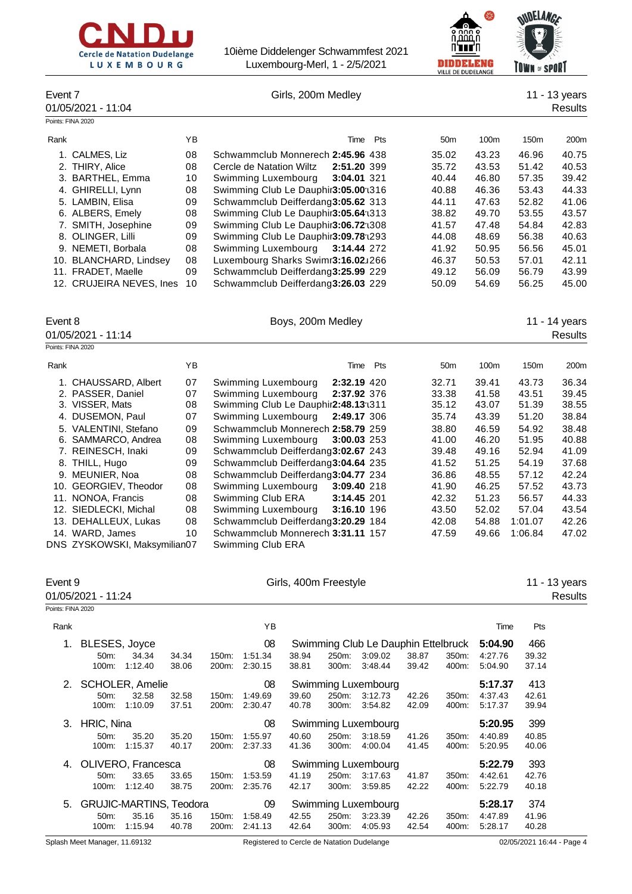## Event 7 — Girls, 200m Medley — 11 - 13 years

01/05/2021 - 11:04 — Results

Points: FINA 2020

| Rank | Name | YB | Club | Time | Pts | 50m | 100m | 150m | 200m |
|---|---|---|---|---|---|---|---|---|---|
| 1. | CALMES, Liz | 08 | Schwammclub Monnerech | **2:45.96** | 438 | 35.02 | 43.23 | 46.96 | 40.75 |
| 2. | THIRY, Alice | 08 | Cercle de Natation Wiltz | **2:51.20** | 399 | 35.72 | 43.53 | 51.42 | 40.53 |
| 3. | BARTHEL, Emma | 10 | Swimming Luxembourg | **3:04.01** | 321 | 40.44 | 46.80 | 57.35 | 39.42 |
| 4. | GHIRELLI, Lynn | 08 | Swimming Club Le Dauphin | **3:05.00** | 316 | 40.88 | 46.36 | 53.43 | 44.33 |
| 5. | LAMBIN, Elisa | 09 | Schwammclub Deifferdang | **3:05.62** | 313 | 44.11 | 47.63 | 52.82 | 41.06 |
| 6. | ALBERS, Emely | 08 | Swimming Club Le Dauphin | **3:05.64** | 313 | 38.82 | 49.70 | 53.55 | 43.57 |
| 7. | SMITH, Josephine | 09 | Swimming Club Le Dauphin | **3:06.72** | 308 | 41.57 | 47.48 | 54.84 | 42.83 |
| 8. | OLINGER, Lilli | 09 | Swimming Club Le Dauphin | **3:09.78** | 293 | 44.08 | 48.69 | 56.38 | 40.63 |
| 9. | NEMETI, Borbala | 08 | Swimming Luxembourg | **3:14.44** | 272 | 41.92 | 50.95 | 56.56 | 45.01 |
| 10. | BLANCHARD, Lindsey | 08 | Luxembourg Sharks Swimm | **3:16.02** | 266 | 46.37 | 50.53 | 57.01 | 42.11 |
| 11. | FRADET, Maelle | 09 | Schwammclub Deifferdang | **3:25.99** | 229 | 49.12 | 56.09 | 56.79 | 43.99 |
| 12. | CRUJEIRA NEVES, Ines | 10 | Schwammclub Deifferdang | **3:26.03** | 229 | 50.09 | 54.69 | 56.25 | 45.00 |

## Event 8 — Boys, 200m Medley — 11 - 14 years

01/05/2021 - 11:14 — Results

Points: FINA 2020

| Rank | Name | YB | Club | Time | Pts | 50m | 100m | 150m | 200m |
|---|---|---|---|---|---|---|---|---|---|
| 1. | CHAUSSARD, Albert | 07 | Swimming Luxembourg | **2:32.19** | 420 | 32.71 | 39.41 | 43.73 | 36.34 |
| 2. | PASSER, Daniel | 07 | Swimming Luxembourg | **2:37.92** | 376 | 33.38 | 41.58 | 43.51 | 39.45 |
| 3. | VISSER, Mats | 08 | Swimming Club Le Dauphin | **2:48.13** | 311 | 35.12 | 43.07 | 51.39 | 38.55 |
| 4. | DUSEMON, Paul | 07 | Swimming Luxembourg | **2:49.17** | 306 | 35.74 | 43.39 | 51.20 | 38.84 |
| 5. | VALENTINI, Stefano | 09 | Schwammclub Monnerech | **2:58.79** | 259 | 38.80 | 46.59 | 54.92 | 38.48 |
| 6. | SAMMARCO, Andrea | 08 | Swimming Luxembourg | **3:00.03** | 253 | 41.00 | 46.20 | 51.95 | 40.88 |
| 7. | REINESCH, Inaki | 09 | Schwammclub Deifferdang | **3:02.67** | 243 | 39.48 | 49.16 | 52.94 | 41.09 |
| 8. | THILL, Hugo | 09 | Schwammclub Deifferdang | **3:04.64** | 235 | 41.52 | 51.25 | 54.19 | 37.68 |
| 9. | MEUNIER, Noa | 08 | Schwammclub Deifferdang | **3:04.77** | 234 | 36.86 | 48.55 | 57.12 | 42.24 |
| 10. | GEORGIEV, Theodor | 08 | Swimming Luxembourg | **3:09.40** | 218 | 41.90 | 46.25 | 57.52 | 43.73 |
| 11. | NONOA, Francis | 08 | Swimming Club ERA | **3:14.45** | 201 | 42.32 | 51.23 | 56.57 | 44.33 |
| 12. | SIEDLECKI, Michal | 08 | Swimming Luxembourg | **3:16.10** | 196 | 43.50 | 52.02 | 57.04 | 43.54 |
| 13. | DEHALLEUX, Lukas | 08 | Schwammclub Deifferdang | **3:20.29** | 184 | 42.08 | 54.88 | 1:01.07 | 42.26 |
| 14. | WARD, James | 10 | Schwammclub Monnerech | **3:31.11** | 157 | 47.59 | 49.66 | 1:06.84 | 47.02 |
| DNS | ZYSKOWSKI, Maksymilian | 07 | Swimming Club ERA | | | | | | |

## Event 9 — Girls, 400m Freestyle — 11 - 13 years

01/05/2021 - 11:24 — Results

Points: FINA 2020

| Rank | Name | YB | Club | Time | Pts |
|---|---|---|---|---|---|
| 1. | BLESES, Joyce | 08 | Swimming Club Le Dauphin Ettelbruck | **5:04.90** | 466 |
| | 50m: 34.34 (34.34) · 100m: 1:12.40 (38.06) · 150m: 1:51.34 (38.94) · 200m: 2:30.15 (38.81) · 250m: 3:09.02 (38.87) · 300m: 3:48.44 (39.42) · 350m: 4:27.76 (39.32) · 400m: 5:04.90 (37.14) | | | | |
| 2. | SCHOLER, Amelie | 08 | Swimming Luxembourg | **5:17.37** | 413 |
| | 50m: 32.58 (32.58) · 100m: 1:10.09 (37.51) · 150m: 1:49.69 (39.60) · 200m: 2:30.47 (40.78) · 250m: 3:12.73 (42.26) · 300m: 3:54.82 (42.09) · 350m: 4:37.43 (42.61) · 400m: 5:17.37 (39.94) | | | | |
| 3. | HRIC, Nina | 08 | Swimming Luxembourg | **5:20.95** | 399 |
| | 50m: 35.20 (35.20) · 100m: 1:15.37 (40.17) · 150m: 1:55.97 (40.60) · 200m: 2:37.33 (41.36) · 250m: 3:18.59 (41.26) · 300m: 4:00.04 (41.45) · 350m: 4:40.89 (40.85) · 400m: 5:20.95 (40.06) | | | | |
| 4. | OLIVERO, Francesca | 08 | Swimming Luxembourg | **5:22.79** | 393 |
| | 50m: 33.65 (33.65) · 100m: 1:12.40 (38.75) · 150m: 1:53.59 (41.19) · 200m: 2:35.76 (42.17) · 250m: 3:17.63 (41.87) · 300m: 3:59.85 (42.22) · 350m: 4:42.61 (42.76) · 400m: 5:22.79 (40.18) | | | | |
| 5. | GRUJIC-MARTINS, Teodora | 09 | Swimming Luxembourg | **5:28.17** | 374 |
| | 50m: 35.16 (35.16) · 100m: 1:15.94 (40.78) · 150m: 1:58.49 (42.55) · 200m: 2:41.13 (42.64) · 250m: 3:23.39 (42.26) · 300m: 4:05.93 (42.54) · 350m: 4:47.89 (41.96) · 400m: 5:28.17 (40.28) | | | | |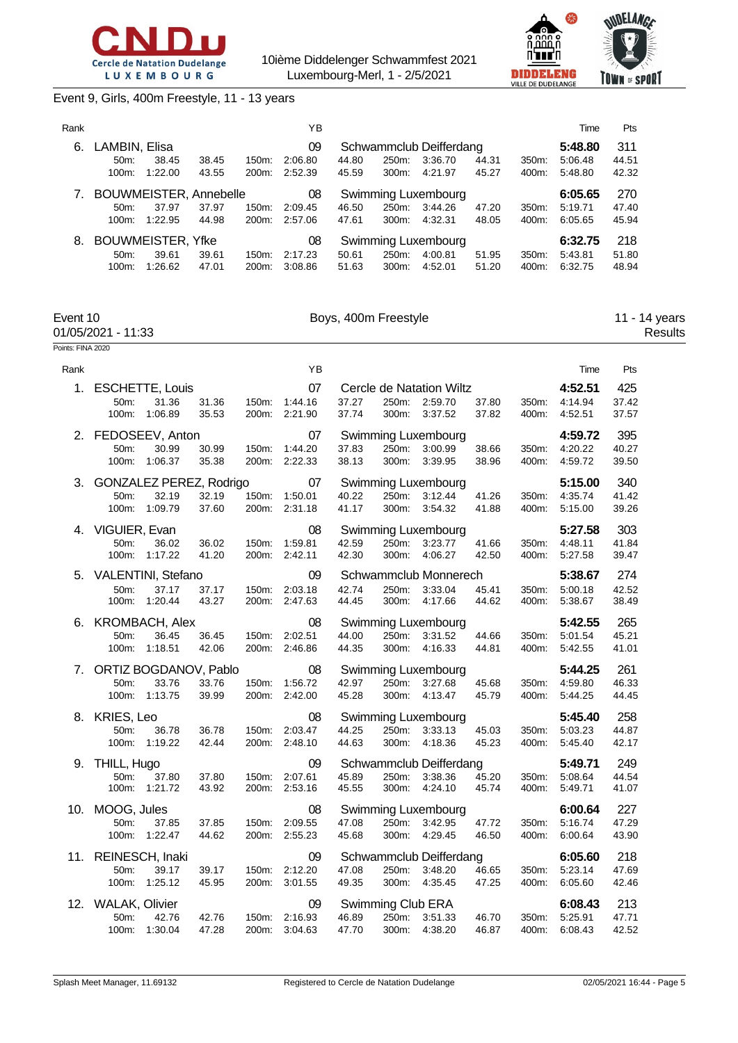Event 9, Girls, 400m Freestyle, 11 - 13 years

| Rank | | | | | | YB | | | | | | | Time | Pts |
|---|---|---|---|---|---|---|---|---|---|---|---|---|---|---|
| 6. | LAMBIN, Elisa | | | | | 09 | Schwammclub Deifferdang | | | | | | 5:48.80 | 311 |
| | 50m: | 38.45 | 38.45 | 150m: | 2:06.80 | | 44.80 | 250m: | 3:36.70 | 44.31 | 350m: | | 5:06.48 | 44.51 |
| | 100m: | 1:22.00 | 43.55 | 200m: | 2:52.39 | | 45.59 | 300m: | 4:21.97 | 45.27 | 400m: | | 5:48.80 | 42.32 |
| 7. | BOUWMEISTER, Annebelle | | | | | 08 | Swimming Luxembourg | | | | | | 6:05.65 | 270 |
| | 50m: | 37.97 | 37.97 | 150m: | 2:09.45 | | 46.50 | 250m: | 3:44.26 | 47.20 | 350m: | | 5:19.71 | 47.40 |
| | 100m: | 1:22.95 | 44.98 | 200m: | 2:57.06 | | 47.61 | 300m: | 4:32.31 | 48.05 | 400m: | | 6:05.65 | 45.94 |
| 8. | BOUWMEISTER, Yfke | | | | | 08 | Swimming Luxembourg | | | | | | 6:32.75 | 218 |
| | 50m: | 39.61 | 39.61 | 150m: | 2:17.23 | | 50.61 | 250m: | 4:00.81 | 51.95 | 350m: | | 5:43.81 | 51.80 |
| | 100m: | 1:26.62 | 47.01 | 200m: | 3:08.86 | | 51.63 | 300m: | 4:52.01 | 51.20 | 400m: | | 6:32.75 | 48.94 |

Event 10 — Boys, 400m Freestyle — 11 - 14 years

01/05/2021 - 11:33 — Results

Points: FINA 2020

| Rank | | | | | | YB | | | | | | | Time | Pts |
|---|---|---|---|---|---|---|---|---|---|---|---|---|---|---|
| 1. | ESCHETTE, Louis | | | | | 07 | Cercle de Natation Wiltz | | | | | | 4:52.51 | 425 |
| | 50m: | 31.36 | 31.36 | 150m: | 1:44.16 | | 37.27 | 250m: | 2:59.70 | 37.80 | 350m: | | 4:14.94 | 37.42 |
| | 100m: | 1:06.89 | 35.53 | 200m: | 2:21.90 | | 37.74 | 300m: | 3:37.52 | 37.82 | 400m: | | 4:52.51 | 37.57 |
| 2. | FEDOSEEV, Anton | | | | | 07 | Swimming Luxembourg | | | | | | 4:59.72 | 395 |
| | 50m: | 30.99 | 30.99 | 150m: | 1:44.20 | | 37.83 | 250m: | 3:00.99 | 38.66 | 350m: | | 4:20.22 | 40.27 |
| | 100m: | 1:06.37 | 35.38 | 200m: | 2:22.33 | | 38.13 | 300m: | 3:39.95 | 38.96 | 400m: | | 4:59.72 | 39.50 |
| 3. | GONZALEZ PEREZ, Rodrigo | | | | | 07 | Swimming Luxembourg | | | | | | 5:15.00 | 340 |
| | 50m: | 32.19 | 32.19 | 150m: | 1:50.01 | | 40.22 | 250m: | 3:12.44 | 41.26 | 350m: | | 4:35.74 | 41.42 |
| | 100m: | 1:09.79 | 37.60 | 200m: | 2:31.18 | | 41.17 | 300m: | 3:54.32 | 41.88 | 400m: | | 5:15.00 | 39.26 |
| 4. | VIGUIER, Evan | | | | | 08 | Swimming Luxembourg | | | | | | 5:27.58 | 303 |
| | 50m: | 36.02 | 36.02 | 150m: | 1:59.81 | | 42.59 | 250m: | 3:23.77 | 41.66 | 350m: | | 4:48.11 | 41.84 |
| | 100m: | 1:17.22 | 41.20 | 200m: | 2:42.11 | | 42.30 | 300m: | 4:06.27 | 42.50 | 400m: | | 5:27.58 | 39.47 |
| 5. | VALENTINI, Stefano | | | | | 09 | Schwammclub Monnerech | | | | | | 5:38.67 | 274 |
| | 50m: | 37.17 | 37.17 | 150m: | 2:03.18 | | 42.74 | 250m: | 3:33.04 | 45.41 | 350m: | | 5:00.18 | 42.52 |
| | 100m: | 1:20.44 | 43.27 | 200m: | 2:47.63 | | 44.45 | 300m: | 4:17.66 | 44.62 | 400m: | | 5:38.67 | 38.49 |
| 6. | KROMBACH, Alex | | | | | 08 | Swimming Luxembourg | | | | | | 5:42.55 | 265 |
| | 50m: | 36.45 | 36.45 | 150m: | 2:02.51 | | 44.00 | 250m: | 3:31.52 | 44.66 | 350m: | | 5:01.54 | 45.21 |
| | 100m: | 1:18.51 | 42.06 | 200m: | 2:46.86 | | 44.35 | 300m: | 4:16.33 | 44.81 | 400m: | | 5:42.55 | 41.01 |
| 7. | ORTIZ BOGDANOV, Pablo | | | | | 08 | Swimming Luxembourg | | | | | | 5:44.25 | 261 |
| | 50m: | 33.76 | 33.76 | 150m: | 1:56.72 | | 42.97 | 250m: | 3:27.68 | 45.68 | 350m: | | 4:59.80 | 46.33 |
| | 100m: | 1:13.75 | 39.99 | 200m: | 2:42.00 | | 45.28 | 300m: | 4:13.47 | 45.79 | 400m: | | 5:44.25 | 44.45 |
| 8. | KRIES, Leo | | | | | 08 | Swimming Luxembourg | | | | | | 5:45.40 | 258 |
| | 50m: | 36.78 | 36.78 | 150m: | 2:03.47 | | 44.25 | 250m: | 3:33.13 | 45.03 | 350m: | | 5:03.23 | 44.87 |
| | 100m: | 1:19.22 | 42.44 | 200m: | 2:48.10 | | 44.63 | 300m: | 4:18.36 | 45.23 | 400m: | | 5:45.40 | 42.17 |
| 9. | THILL, Hugo | | | | | 09 | Schwammclub Deifferdang | | | | | | 5:49.71 | 249 |
| | 50m: | 37.80 | 37.80 | 150m: | 2:07.61 | | 45.89 | 250m: | 3:38.36 | 45.20 | 350m: | | 5:08.64 | 44.54 |
| | 100m: | 1:21.72 | 43.92 | 200m: | 2:53.16 | | 45.55 | 300m: | 4:24.10 | 45.74 | 400m: | | 5:49.71 | 41.07 |
| 10. | MOOG, Jules | | | | | 08 | Swimming Luxembourg | | | | | | 6:00.64 | 227 |
| | 50m: | 37.85 | 37.85 | 150m: | 2:09.55 | | 47.08 | 250m: | 3:42.95 | 47.72 | 350m: | | 5:16.74 | 47.29 |
| | 100m: | 1:22.47 | 44.62 | 200m: | 2:55.23 | | 45.68 | 300m: | 4:29.45 | 46.50 | 400m: | | 6:00.64 | 43.90 |
| 11. | REINESCH, Inaki | | | | | 09 | Schwammclub Deifferdang | | | | | | 6:05.60 | 218 |
| | 50m: | 39.17 | 39.17 | 150m: | 2:12.20 | | 47.08 | 250m: | 3:48.20 | 46.65 | 350m: | | 5:23.14 | 47.69 |
| | 100m: | 1:25.12 | 45.95 | 200m: | 3:01.55 | | 49.35 | 300m: | 4:35.45 | 47.25 | 400m: | | 6:05.60 | 42.46 |
| 12. | WALAK, Olivier | | | | | 09 | Swimming Club ERA | | | | | | 6:08.43 | 213 |
| | 50m: | 42.76 | 42.76 | 150m: | 2:16.93 | | 46.89 | 250m: | 3:51.33 | 46.70 | 350m: | | 5:25.91 | 47.71 |
| | 100m: | 1:30.04 | 47.28 | 200m: | 3:04.63 | | 47.70 | 300m: | 4:38.20 | 46.87 | 400m: | | 6:08.43 | 42.52 |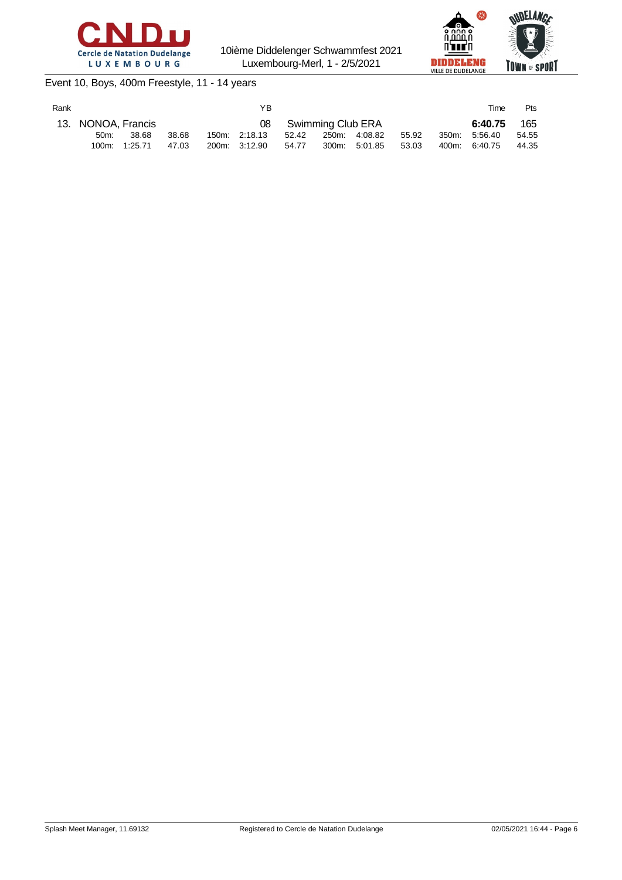Event 10, Boys, 400m Freestyle, 11 - 14 years

| Rank | | YB | | Time | Pts |
|---|---|---|---|---|---|
| 13. | NONOA, Francis | 08 | Swimming Club ERA | **6:40.75** | 165 |

| Split | Time | Lap | Split | Time | Lap | Split | Time | Lap | Split | Time | Lap |
|---|---|---|---|---|---|---|---|---|---|---|---|
| 50m: | 38.68 | 38.68 | 150m: | 2:18.13 | 52.42 | 250m: | 4:08.82 | 55.92 | 350m: | 5:56.40 | 54.55 |
| 100m: | 1:25.71 | 47.03 | 200m: | 3:12.90 | 54.77 | 300m: | 5:01.85 | 53.03 | 400m: | 6:40.75 | 44.35 |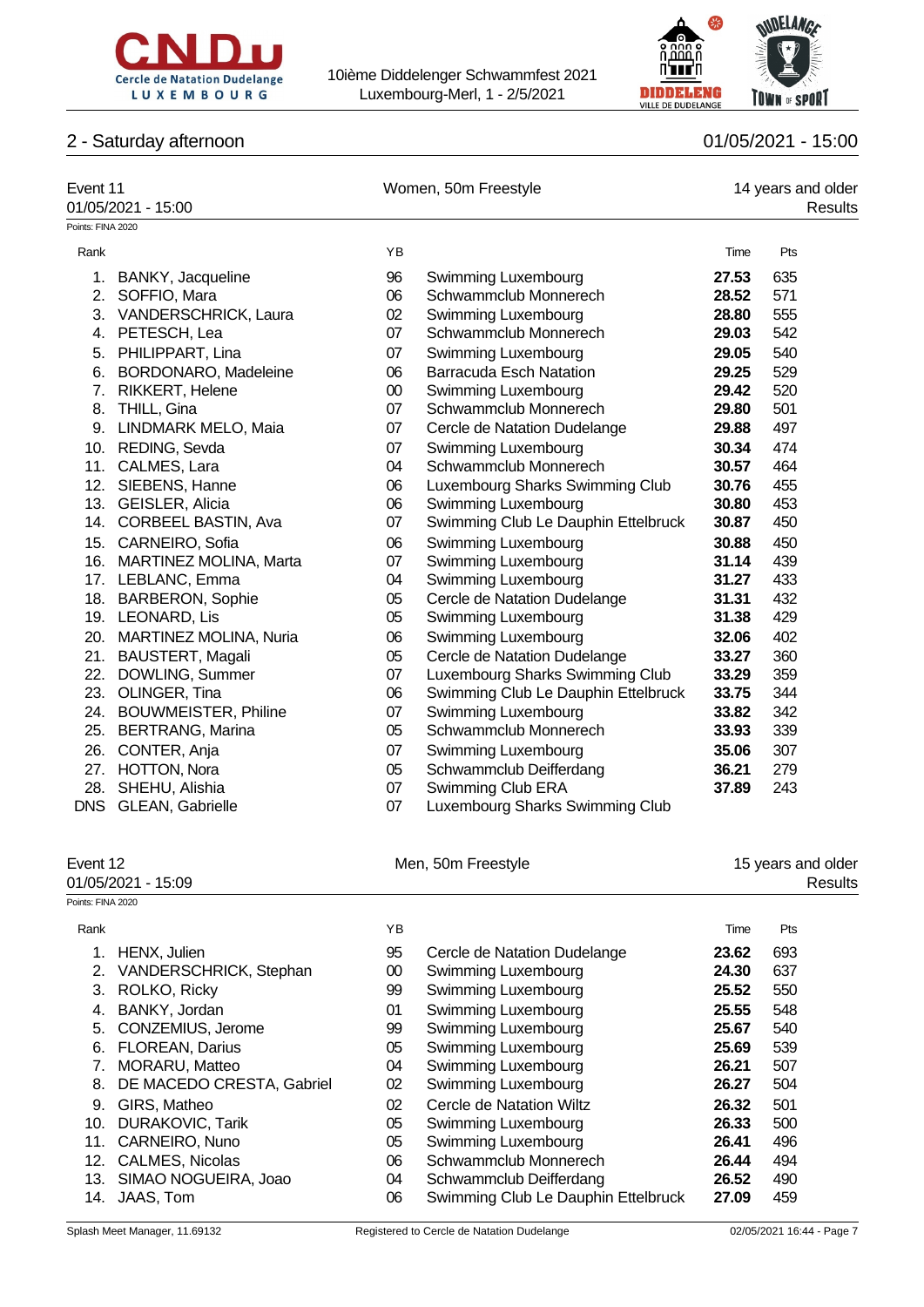## 2 - Saturday afternoon

01/05/2021 - 15:00

### Event 11 — Women, 50m Freestyle — 14 years and older

01/05/2021 - 15:00 — Results

Points: FINA 2020

| Rank | | YB | | Time | Pts |
|---|---|---|---|---|---|
| 1. | BANKY, Jacqueline | 96 | Swimming Luxembourg | **27.53** | 635 |
| 2. | SOFFIO, Mara | 06 | Schwammclub Monnerech | **28.52** | 571 |
| 3. | VANDERSCHRICK, Laura | 02 | Swimming Luxembourg | **28.80** | 555 |
| 4. | PETESCH, Lea | 07 | Schwammclub Monnerech | **29.03** | 542 |
| 5. | PHILIPPART, Lina | 07 | Swimming Luxembourg | **29.05** | 540 |
| 6. | BORDONARO, Madeleine | 06 | Barracuda Esch Natation | **29.25** | 529 |
| 7. | RIKKERT, Helene | 00 | Swimming Luxembourg | **29.42** | 520 |
| 8. | THILL, Gina | 07 | Schwammclub Monnerech | **29.80** | 501 |
| 9. | LINDMARK MELO, Maia | 07 | Cercle de Natation Dudelange | **29.88** | 497 |
| 10. | REDING, Sevda | 07 | Swimming Luxembourg | **30.34** | 474 |
| 11. | CALMES, Lara | 04 | Schwammclub Monnerech | **30.57** | 464 |
| 12. | SIEBENS, Hanne | 06 | Luxembourg Sharks Swimming Club | **30.76** | 455 |
| 13. | GEISLER, Alicia | 06 | Swimming Luxembourg | **30.80** | 453 |
| 14. | CORBEEL BASTIN, Ava | 07 | Swimming Club Le Dauphin Ettelbruck | **30.87** | 450 |
| 15. | CARNEIRO, Sofia | 06 | Swimming Luxembourg | **30.88** | 450 |
| 16. | MARTINEZ MOLINA, Marta | 07 | Swimming Luxembourg | **31.14** | 439 |
| 17. | LEBLANC, Emma | 04 | Swimming Luxembourg | **31.27** | 433 |
| 18. | BARBERON, Sophie | 05 | Cercle de Natation Dudelange | **31.31** | 432 |
| 19. | LEONARD, Lis | 05 | Swimming Luxembourg | **31.38** | 429 |
| 20. | MARTINEZ MOLINA, Nuria | 06 | Swimming Luxembourg | **32.06** | 402 |
| 21. | BAUSTERT, Magali | 05 | Cercle de Natation Dudelange | **33.27** | 360 |
| 22. | DOWLING, Summer | 07 | Luxembourg Sharks Swimming Club | **33.29** | 359 |
| 23. | OLINGER, Tina | 06 | Swimming Club Le Dauphin Ettelbruck | **33.75** | 344 |
| 24. | BOUWMEISTER, Philine | 07 | Swimming Luxembourg | **33.82** | 342 |
| 25. | BERTRANG, Marina | 05 | Schwammclub Monnerech | **33.93** | 339 |
| 26. | CONTER, Anja | 07 | Swimming Luxembourg | **35.06** | 307 |
| 27. | HOTTON, Nora | 05 | Schwammclub Deifferdang | **36.21** | 279 |
| 28. | SHEHU, Alishia | 07 | Swimming Club ERA | **37.89** | 243 |
| DNS | GLEAN, Gabrielle | 07 | Luxembourg Sharks Swimming Club | | |

### Event 12 — Men, 50m Freestyle — 15 years and older

01/05/2021 - 15:09 — Results

Points: FINA 2020

| Rank | | YB | | Time | Pts |
|---|---|---|---|---|---|
| 1. | HENX, Julien | 95 | Cercle de Natation Dudelange | **23.62** | 693 |
| 2. | VANDERSCHRICK, Stephan | 00 | Swimming Luxembourg | **24.30** | 637 |
| 3. | ROLKO, Ricky | 99 | Swimming Luxembourg | **25.52** | 550 |
| 4. | BANKY, Jordan | 01 | Swimming Luxembourg | **25.55** | 548 |
| 5. | CONZEMIUS, Jerome | 99 | Swimming Luxembourg | **25.67** | 540 |
| 6. | FLOREAN, Darius | 05 | Swimming Luxembourg | **25.69** | 539 |
| 7. | MORARU, Matteo | 04 | Swimming Luxembourg | **26.21** | 507 |
| 8. | DE MACEDO CRESTA, Gabriel | 02 | Swimming Luxembourg | **26.27** | 504 |
| 9. | GIRS, Matheo | 02 | Cercle de Natation Wiltz | **26.32** | 501 |
| 10. | DURAKOVIC, Tarik | 05 | Swimming Luxembourg | **26.33** | 500 |
| 11. | CARNEIRO, Nuno | 05 | Swimming Luxembourg | **26.41** | 496 |
| 12. | CALMES, Nicolas | 06 | Schwammclub Monnerech | **26.44** | 494 |
| 13. | SIMAO NOGUEIRA, Joao | 04 | Schwammclub Deifferdang | **26.52** | 490 |
| 14. | JAAS, Tom | 06 | Swimming Club Le Dauphin Ettelbruck | **27.09** | 459 |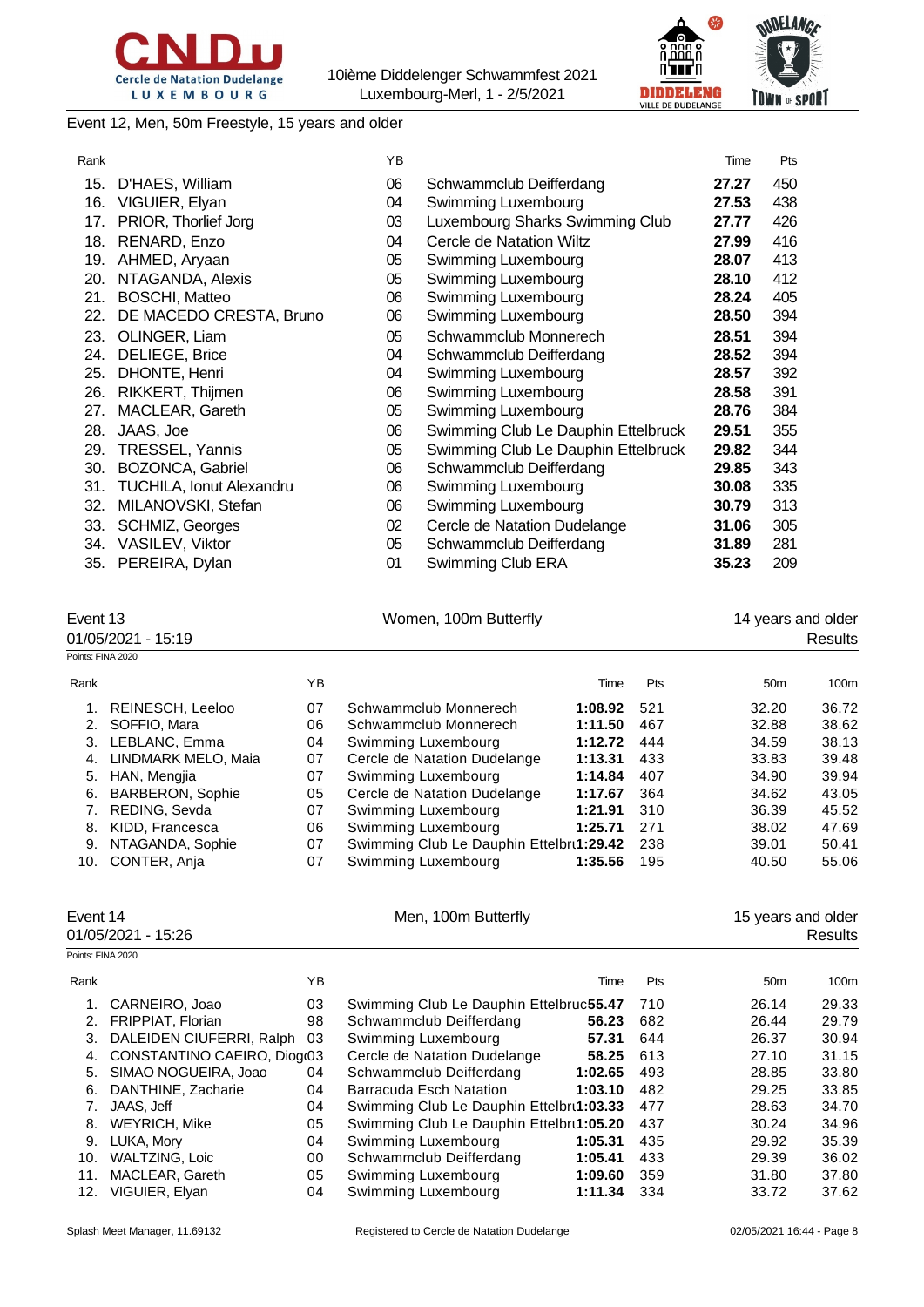Event 12, Men, 50m Freestyle, 15 years and older

| Rank | | YB | | Time | Pts |
|---|---|---|---|---|---|
| 15. | D'HAES, William | 06 | Schwammclub Deifferdang | **27.27** | 450 |
| 16. | VIGUIER, Elyan | 04 | Swimming Luxembourg | **27.53** | 438 |
| 17. | PRIOR, Thorlief Jorg | 03 | Luxembourg Sharks Swimming Club | **27.77** | 426 |
| 18. | RENARD, Enzo | 04 | Cercle de Natation Wiltz | **27.99** | 416 |
| 19. | AHMED, Aryaan | 05 | Swimming Luxembourg | **28.07** | 413 |
| 20. | NTAGANDA, Alexis | 05 | Swimming Luxembourg | **28.10** | 412 |
| 21. | BOSCHI, Matteo | 06 | Swimming Luxembourg | **28.24** | 405 |
| 22. | DE MACEDO CRESTA, Bruno | 06 | Swimming Luxembourg | **28.50** | 394 |
| 23. | OLINGER, Liam | 05 | Schwammclub Monnerech | **28.51** | 394 |
| 24. | DELIEGE, Brice | 04 | Schwammclub Deifferdang | **28.52** | 394 |
| 25. | DHONTE, Henri | 04 | Swimming Luxembourg | **28.57** | 392 |
| 26. | RIKKERT, Thijmen | 06 | Swimming Luxembourg | **28.58** | 391 |
| 27. | MACLEAR, Gareth | 05 | Swimming Luxembourg | **28.76** | 384 |
| 28. | JAAS, Joe | 06 | Swimming Club Le Dauphin Ettelbruck | **29.51** | 355 |
| 29. | TRESSEL, Yannis | 05 | Swimming Club Le Dauphin Ettelbruck | **29.82** | 344 |
| 30. | BOZONCA, Gabriel | 06 | Schwammclub Deifferdang | **29.85** | 343 |
| 31. | TUCHILA, Ionut Alexandru | 06 | Swimming Luxembourg | **30.08** | 335 |
| 32. | MILANOVSKI, Stefan | 06 | Swimming Luxembourg | **30.79** | 313 |
| 33. | SCHMIZ, Georges | 02 | Cercle de Natation Dudelange | **31.06** | 305 |
| 34. | VASILEV, Viktor | 05 | Schwammclub Deifferdang | **31.89** | 281 |
| 35. | PEREIRA, Dylan | 01 | Swimming Club ERA | **35.23** | 209 |

Event 13 — Women, 100m Butterfly — 14 years and older
01/05/2021 - 15:19 — Results
Points: FINA 2020

| Rank | | YB | | Time | Pts | 50m | 100m |
|---|---|---|---|---|---|---|---|
| 1. | REINESCH, Leeloo | 07 | Schwammclub Monnerech | **1:08.92** | 521 | 32.20 | 36.72 |
| 2. | SOFFIO, Mara | 06 | Schwammclub Monnerech | **1:11.50** | 467 | 32.88 | 38.62 |
| 3. | LEBLANC, Emma | 04 | Swimming Luxembourg | **1:12.72** | 444 | 34.59 | 38.13 |
| 4. | LINDMARK MELO, Maia | 07 | Cercle de Natation Dudelange | **1:13.31** | 433 | 33.83 | 39.48 |
| 5. | HAN, Mengjia | 07 | Swimming Luxembourg | **1:14.84** | 407 | 34.90 | 39.94 |
| 6. | BARBERON, Sophie | 05 | Cercle de Natation Dudelange | **1:17.67** | 364 | 34.62 | 43.05 |
| 7. | REDING, Sevda | 07 | Swimming Luxembourg | **1:21.91** | 310 | 36.39 | 45.52 |
| 8. | KIDD, Francesca | 06 | Swimming Luxembourg | **1:25.71** | 271 | 38.02 | 47.69 |
| 9. | NTAGANDA, Sophie | 07 | Swimming Club Le Dauphin Ettelbru | **1:29.42** | 238 | 39.01 | 50.41 |
| 10. | CONTER, Anja | 07 | Swimming Luxembourg | **1:35.56** | 195 | 40.50 | 55.06 |

Event 14 — Men, 100m Butterfly — 15 years and older
01/05/2021 - 15:26 — Results
Points: FINA 2020

| Rank | | YB | | Time | Pts | 50m | 100m |
|---|---|---|---|---|---|---|---|
| 1. | CARNEIRO, Joao | 03 | Swimming Club Le Dauphin Ettelbruc | **55.47** | 710 | 26.14 | 29.33 |
| 2. | FRIPPIAT, Florian | 98 | Schwammclub Deifferdang | **56.23** | 682 | 26.44 | 29.79 |
| 3. | DALEIDEN CIUFERRI, Ralph | 03 | Swimming Luxembourg | **57.31** | 644 | 26.37 | 30.94 |
| 4. | CONSTANTINO CAEIRO, Diogo | 03 | Cercle de Natation Dudelange | **58.25** | 613 | 27.10 | 31.15 |
| 5. | SIMAO NOGUEIRA, Joao | 04 | Schwammclub Deifferdang | **1:02.65** | 493 | 28.85 | 33.80 |
| 6. | DANTHINE, Zacharie | 04 | Barracuda Esch Natation | **1:03.10** | 482 | 29.25 | 33.85 |
| 7. | JAAS, Jeff | 04 | Swimming Club Le Dauphin Ettelbru | **1:03.33** | 477 | 28.63 | 34.70 |
| 8. | WEYRICH, Mike | 05 | Swimming Club Le Dauphin Ettelbru | **1:05.20** | 437 | 30.24 | 34.96 |
| 9. | LUKA, Mory | 04 | Swimming Luxembourg | **1:05.31** | 435 | 29.92 | 35.39 |
| 10. | WALTZING, Loic | 00 | Schwammclub Deifferdang | **1:05.41** | 433 | 29.39 | 36.02 |
| 11. | MACLEAR, Gareth | 05 | Swimming Luxembourg | **1:09.60** | 359 | 31.80 | 37.80 |
| 12. | VIGUIER, Elyan | 04 | Swimming Luxembourg | **1:11.34** | 334 | 33.72 | 37.62 |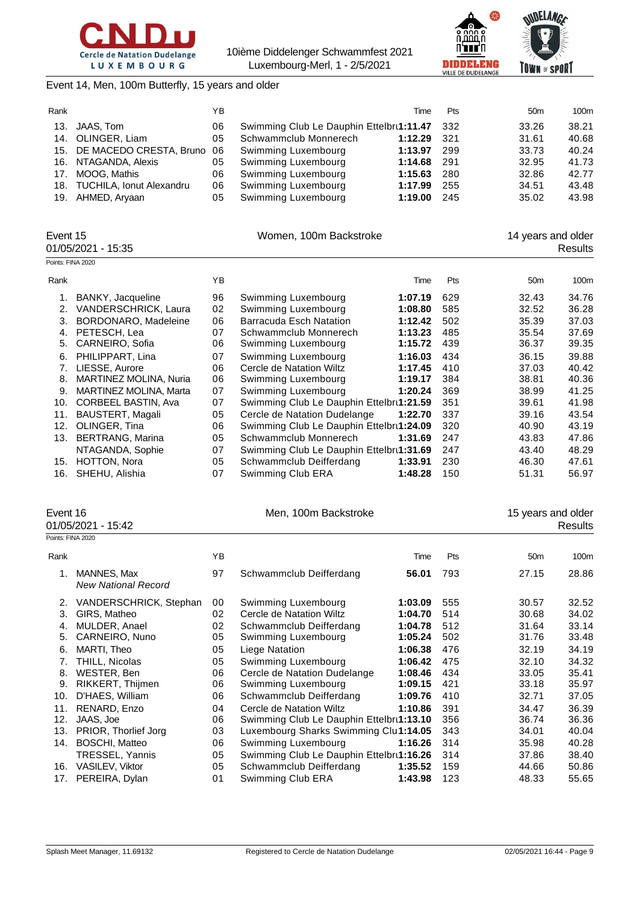Event 14, Men, 100m Butterfly, 15 years and older

| Rank | | YB | | Time | Pts | 50m | 100m |
|---|---|---|---|---|---|---|---|
| 13. | JAAS, Tom | 06 | Swimming Club Le Dauphin Ettelbru | **1:11.47** | 332 | 33.26 | 38.21 |
| 14. | OLINGER, Liam | 05 | Schwammclub Monnerech | **1:12.29** | 321 | 31.61 | 40.68 |
| 15. | DE MACEDO CRESTA, Bruno | 06 | Swimming Luxembourg | **1:13.97** | 299 | 33.73 | 40.24 |
| 16. | NTAGANDA, Alexis | 05 | Swimming Luxembourg | **1:14.68** | 291 | 32.95 | 41.73 |
| 17. | MOOG, Mathis | 06 | Swimming Luxembourg | **1:15.63** | 280 | 32.86 | 42.77 |
| 18. | TUCHILA, Ionut Alexandru | 06 | Swimming Luxembourg | **1:17.99** | 255 | 34.51 | 43.48 |
| 19. | AHMED, Aryaan | 05 | Swimming Luxembourg | **1:19.00** | 245 | 35.02 | 43.98 |

Event 15 — Women, 100m Backstroke — 14 years and older
01/05/2021 - 15:35 — Results
Points: FINA 2020

| Rank | | YB | | Time | Pts | 50m | 100m |
|---|---|---|---|---|---|---|---|
| 1. | BANKY, Jacqueline | 96 | Swimming Luxembourg | **1:07.19** | 629 | 32.43 | 34.76 |
| 2. | VANDERSCHRICK, Laura | 02 | Swimming Luxembourg | **1:08.80** | 585 | 32.52 | 36.28 |
| 3. | BORDONARO, Madeleine | 06 | Barracuda Esch Natation | **1:12.42** | 502 | 35.39 | 37.03 |
| 4. | PETESCH, Lea | 07 | Schwammclub Monnerech | **1:13.23** | 485 | 35.54 | 37.69 |
| 5. | CARNEIRO, Sofia | 06 | Swimming Luxembourg | **1:15.72** | 439 | 36.37 | 39.35 |
| 6. | PHILIPPART, Lina | 07 | Swimming Luxembourg | **1:16.03** | 434 | 36.15 | 39.88 |
| 7. | LIESSE, Aurore | 06 | Cercle de Natation Wiltz | **1:17.45** | 410 | 37.03 | 40.42 |
| 8. | MARTINEZ MOLINA, Nuria | 06 | Swimming Luxembourg | **1:19.17** | 384 | 38.81 | 40.36 |
| 9. | MARTINEZ MOLINA, Marta | 07 | Swimming Luxembourg | **1:20.24** | 369 | 38.99 | 41.25 |
| 10. | CORBEEL BASTIN, Ava | 07 | Swimming Club Le Dauphin Ettelbru | **1:21.59** | 351 | 39.61 | 41.98 |
| 11. | BAUSTERT, Magali | 05 | Cercle de Natation Dudelange | **1:22.70** | 337 | 39.16 | 43.54 |
| 12. | OLINGER, Tina | 06 | Swimming Club Le Dauphin Ettelbru | **1:24.09** | 320 | 40.90 | 43.19 |
| 13. | BERTRANG, Marina | 05 | Schwammclub Monnerech | **1:31.69** | 247 | 43.83 | 47.86 |
| | NTAGANDA, Sophie | 07 | Swimming Club Le Dauphin Ettelbru | **1:31.69** | 247 | 43.40 | 48.29 |
| 15. | HOTTON, Nora | 05 | Schwammclub Deifferdang | **1:33.91** | 230 | 46.30 | 47.61 |
| 16. | SHEHU, Alishia | 07 | Swimming Club ERA | **1:48.28** | 150 | 51.31 | 56.97 |

Event 16 — Men, 100m Backstroke — 15 years and older
01/05/2021 - 15:42 — Results
Points: FINA 2020

| Rank | | YB | | Time | Pts | 50m | 100m |
|---|---|---|---|---|---|---|---|
| 1. | MANNES, Max *New National Record* | 97 | Schwammclub Deifferdang | **56.01** | 793 | 27.15 | 28.86 |
| 2. | VANDERSCHRICK, Stephan | 00 | Swimming Luxembourg | **1:03.09** | 555 | 30.57 | 32.52 |
| 3. | GIRS, Matheo | 02 | Cercle de Natation Wiltz | **1:04.70** | 514 | 30.68 | 34.02 |
| 4. | MULDER, Anael | 02 | Schwammclub Deifferdang | **1:04.78** | 512 | 31.64 | 33.14 |
| 5. | CARNEIRO, Nuno | 05 | Swimming Luxembourg | **1:05.24** | 502 | 31.76 | 33.48 |
| 6. | MARTI, Theo | 05 | Liege Natation | **1:06.38** | 476 | 32.19 | 34.19 |
| 7. | THILL, Nicolas | 05 | Swimming Luxembourg | **1:06.42** | 475 | 32.10 | 34.32 |
| 8. | WESTER, Ben | 06 | Cercle de Natation Dudelange | **1:08.46** | 434 | 33.05 | 35.41 |
| 9. | RIKKERT, Thijmen | 06 | Swimming Luxembourg | **1:09.15** | 421 | 33.18 | 35.97 |
| 10. | D'HAES, William | 06 | Schwammclub Deifferdang | **1:09.76** | 410 | 32.71 | 37.05 |
| 11. | RENARD, Enzo | 04 | Cercle de Natation Wiltz | **1:10.86** | 391 | 34.47 | 36.39 |
| 12. | JAAS, Joe | 06 | Swimming Club Le Dauphin Ettelbru | **1:13.10** | 356 | 36.74 | 36.36 |
| 13. | PRIOR, Thorlief Jorg | 03 | Luxembourg Sharks Swimming Clu | **1:14.05** | 343 | 34.01 | 40.04 |
| 14. | BOSCHI, Matteo | 06 | Swimming Luxembourg | **1:16.26** | 314 | 35.98 | 40.28 |
| | TRESSEL, Yannis | 05 | Swimming Club Le Dauphin Ettelbru | **1:16.26** | 314 | 37.86 | 38.40 |
| 16. | VASILEV, Viktor | 05 | Schwammclub Deifferdang | **1:35.52** | 159 | 44.66 | 50.86 |
| 17. | PEREIRA, Dylan | 01 | Swimming Club ERA | **1:43.98** | 123 | 48.33 | 55.65 |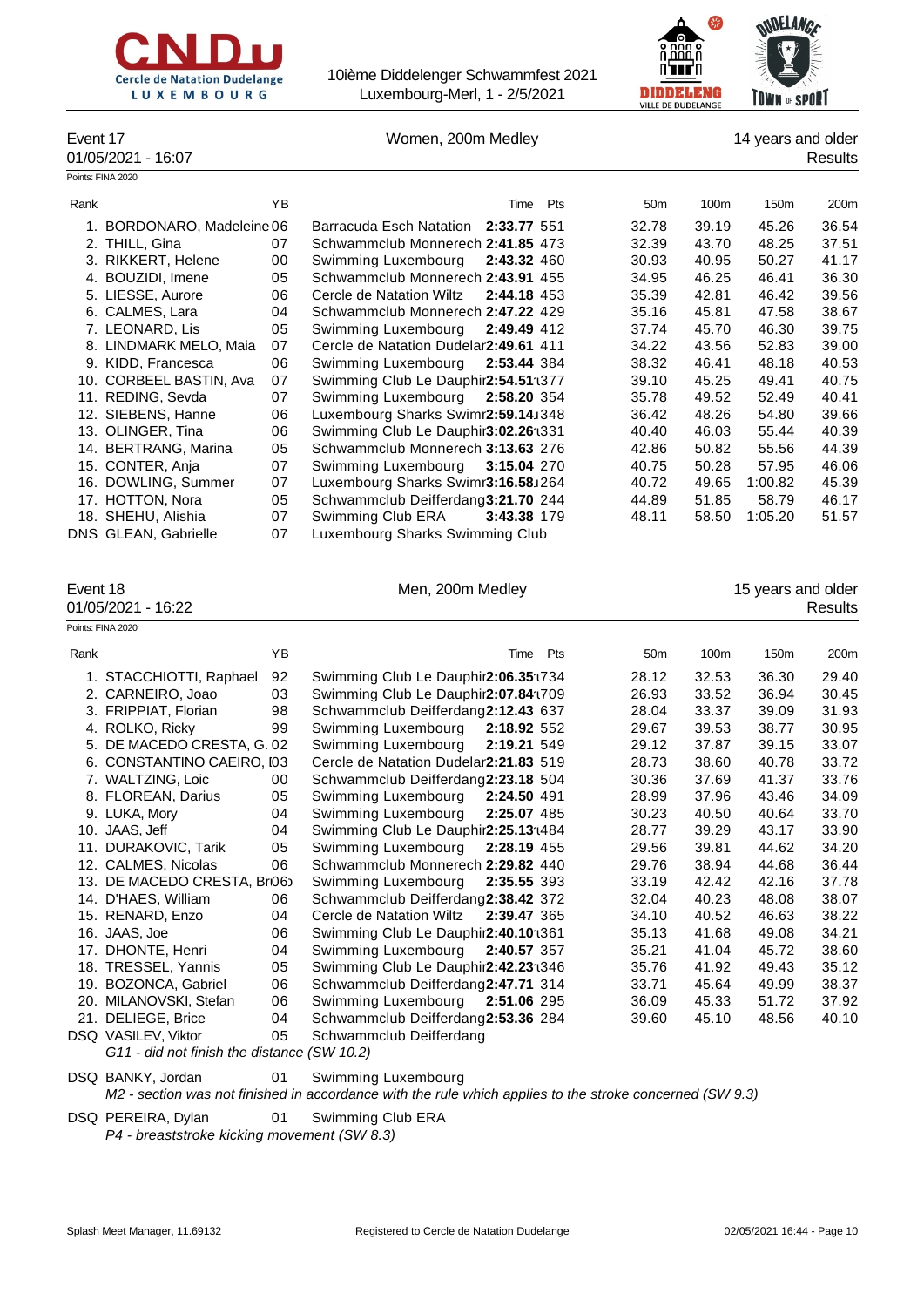10ième Diddelenger Schwammfest 2021
Luxembourg-Merl, 1 - 2/5/2021

## Event 17 — Women, 200m Medley — 14 years and older

01/05/2021 - 16:07 — Results

Points: FINA 2020

| Rank | Name | YB | Club | Time | Pts | 50m | 100m | 150m | 200m |
|---|---|---|---|---|---|---|---|---|---|
| 1. | BORDONARO, Madeleine | 06 | Barracuda Esch Natation | **2:33.77** | 551 | 32.78 | 39.19 | 45.26 | 36.54 |
| 2. | THILL, Gina | 07 | Schwammclub Monnerech | **2:41.85** | 473 | 32.39 | 43.70 | 48.25 | 37.51 |
| 3. | RIKKERT, Helene | 00 | Swimming Luxembourg | **2:43.32** | 460 | 30.93 | 40.95 | 50.27 | 41.17 |
| 4. | BOUZIDI, Imene | 05 | Schwammclub Monnerech | **2:43.91** | 455 | 34.95 | 46.25 | 46.41 | 36.30 |
| 5. | LIESSE, Aurore | 06 | Cercle de Natation Wiltz | **2:44.18** | 453 | 35.39 | 42.81 | 46.42 | 39.56 |
| 6. | CALMES, Lara | 04 | Schwammclub Monnerech | **2:47.22** | 429 | 35.16 | 45.81 | 47.58 | 38.67 |
| 7. | LEONARD, Lis | 05 | Swimming Luxembourg | **2:49.49** | 412 | 37.74 | 45.70 | 46.30 | 39.75 |
| 8. | LINDMARK MELO, Maia | 07 | Cercle de Natation Dudelange | **2:49.61** | 411 | 34.22 | 43.56 | 52.83 | 39.00 |
| 9. | KIDD, Francesca | 06 | Swimming Luxembourg | **2:53.44** | 384 | 38.32 | 46.41 | 48.18 | 40.53 |
| 10. | CORBEEL BASTIN, Ava | 07 | Swimming Club Le Dauphin | **2:54.51** | 377 | 39.10 | 45.25 | 49.41 | 40.75 |
| 11. | REDING, Sevda | 07 | Swimming Luxembourg | **2:58.20** | 354 | 35.78 | 49.52 | 52.49 | 40.41 |
| 12. | SIEBENS, Hanne | 06 | Luxembourg Sharks Swimming | **2:59.14** | 348 | 36.42 | 48.26 | 54.80 | 39.66 |
| 13. | OLINGER, Tina | 06 | Swimming Club Le Dauphin | **3:02.26** | 331 | 40.40 | 46.03 | 55.44 | 40.39 |
| 14. | BERTRANG, Marina | 05 | Schwammclub Monnerech | **3:13.63** | 276 | 42.86 | 50.82 | 55.56 | 44.39 |
| 15. | CONTER, Anja | 07 | Swimming Luxembourg | **3:15.04** | 270 | 40.75 | 50.28 | 57.95 | 46.06 |
| 16. | DOWLING, Summer | 07 | Luxembourg Sharks Swimming | **3:16.58** | 264 | 40.72 | 49.65 | 1:00.82 | 45.39 |
| 17. | HOTTON, Nora | 05 | Schwammclub Deifferdang | **3:21.70** | 244 | 44.89 | 51.85 | 58.79 | 46.17 |
| 18. | SHEHU, Alishia | 07 | Swimming Club ERA | **3:43.38** | 179 | 48.11 | 58.50 | 1:05.20 | 51.57 |
| DNS | GLEAN, Gabrielle | 07 | Luxembourg Sharks Swimming Club | | | | | | |

## Event 18 — Men, 200m Medley — 15 years and older

01/05/2021 - 16:22 — Results

Points: FINA 2020

| Rank | Name | YB | Club | Time | Pts | 50m | 100m | 150m | 200m |
|---|---|---|---|---|---|---|---|---|---|
| 1. | STACCHIOTTI, Raphael | 92 | Swimming Club Le Dauphin | **2:06.35** | 734 | 28.12 | 32.53 | 36.30 | 29.40 |
| 2. | CARNEIRO, Joao | 03 | Swimming Club Le Dauphin | **2:07.84** | 709 | 26.93 | 33.52 | 36.94 | 30.45 |
| 3. | FRIPPIAT, Florian | 98 | Schwammclub Deifferdang | **2:12.43** | 637 | 28.04 | 33.37 | 39.09 | 31.93 |
| 4. | ROLKO, Ricky | 99 | Swimming Luxembourg | **2:18.92** | 552 | 29.67 | 39.53 | 38.77 | 30.95 |
| 5. | DE MACEDO CRESTA, G. | 02 | Swimming Luxembourg | **2:19.21** | 549 | 29.12 | 37.87 | 39.15 | 33.07 |
| 6. | CONSTANTINO CAEIRO, I. | 03 | Cercle de Natation Dudelange | **2:21.83** | 519 | 28.73 | 38.60 | 40.78 | 33.72 |
| 7. | WALTZING, Loic | 00 | Schwammclub Deifferdang | **2:23.18** | 504 | 30.36 | 37.69 | 41.37 | 33.76 |
| 8. | FLOREAN, Darius | 05 | Swimming Luxembourg | **2:24.50** | 491 | 28.99 | 37.96 | 43.46 | 34.09 |
| 9. | LUKA, Mory | 04 | Swimming Luxembourg | **2:25.07** | 485 | 30.23 | 40.50 | 40.64 | 33.70 |
| 10. | JAAS, Jeff | 04 | Swimming Club Le Dauphin | **2:25.13** | 484 | 28.77 | 39.29 | 43.17 | 33.90 |
| 11. | DURAKOVIC, Tarik | 05 | Swimming Luxembourg | **2:28.19** | 455 | 29.56 | 39.81 | 44.62 | 34.20 |
| 12. | CALMES, Nicolas | 06 | Schwammclub Monnerech | **2:29.82** | 440 | 29.76 | 38.94 | 44.68 | 36.44 |
| 13. | DE MACEDO CRESTA, Br. | 06 | Swimming Luxembourg | **2:35.55** | 393 | 33.19 | 42.42 | 42.16 | 37.78 |
| 14. | D'HAES, William | 06 | Schwammclub Deifferdang | **2:38.42** | 372 | 32.04 | 40.23 | 48.08 | 38.07 |
| 15. | RENARD, Enzo | 04 | Cercle de Natation Wiltz | **2:39.47** | 365 | 34.10 | 40.52 | 46.63 | 38.22 |
| 16. | JAAS, Joe | 06 | Swimming Club Le Dauphin | **2:40.10** | 361 | 35.13 | 41.68 | 49.08 | 34.21 |
| 17. | DHONTE, Henri | 04 | Swimming Luxembourg | **2:40.57** | 357 | 35.21 | 41.04 | 45.72 | 38.60 |
| 18. | TRESSEL, Yannis | 05 | Swimming Club Le Dauphin | **2:42.23** | 346 | 35.76 | 41.92 | 49.43 | 35.12 |
| 19. | BOZONCA, Gabriel | 06 | Schwammclub Deifferdang | **2:47.71** | 314 | 33.71 | 45.64 | 49.99 | 38.37 |
| 20. | MILANOVSKI, Stefan | 06 | Swimming Luxembourg | **2:51.06** | 295 | 36.09 | 45.33 | 51.72 | 37.92 |
| 21. | DELIEGE, Brice | 04 | Schwammclub Deifferdang | **2:53.36** | 284 | 39.60 | 45.10 | 48.56 | 40.10 |
| DSQ | VASILEV, Viktor | 05 | Schwammclub Deifferdang | | | | | | |
| | *G11 - did not finish the distance (SW 10.2)* | | | | | | | | |
| DSQ | BANKY, Jordan | 01 | Swimming Luxembourg | | | | | | |
| | *M2 - section was not finished in accordance with the rule which applies to the stroke concerned (SW 9.3)* | | | | | | | | |
| DSQ | PEREIRA, Dylan | 01 | Swimming Club ERA | | | | | | |
| | *P4 - breaststroke kicking movement (SW 8.3)* | | | | | | | | |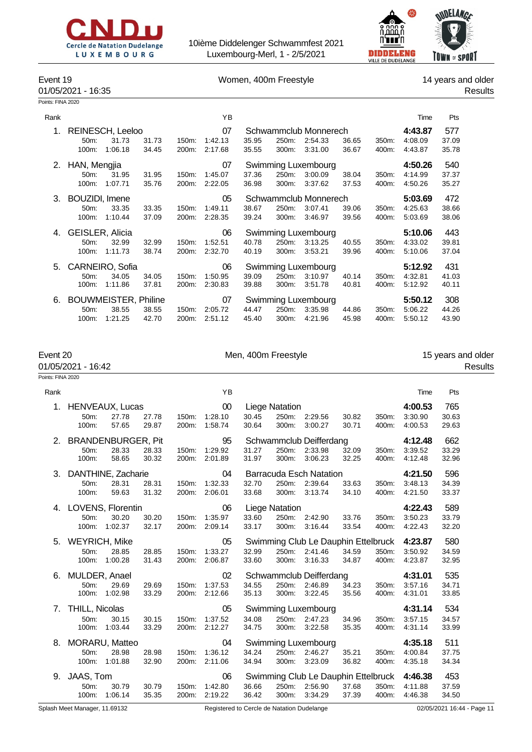Event 19 — Women, 400m Freestyle — 14 years and older

01/05/2021 - 16:35 — Results

Points: FINA 2020

| Rank | Name | YB | Club | Time | Pts |
|---|---|---|---|---|---|
| 1. | REINESCH, Leeloo | 07 | Schwammclub Monnerech | 4:43.87 | 577 |
| | 50m: 31.73 31.73 / 100m: 1:06.18 34.45 | 150m: 1:42.13 35.95 / 200m: 2:17.68 35.55 | 250m: 2:54.33 36.65 / 300m: 3:31.00 36.67 | 350m: 4:08.09 37.09 / 400m: 4:43.87 35.78 | |
| 2. | HAN, Mengjia | 07 | Swimming Luxembourg | 4:50.26 | 540 |
| | 50m: 31.95 31.95 / 100m: 1:07.71 35.76 | 150m: 1:45.07 37.36 / 200m: 2:22.05 36.98 | 250m: 3:00.09 38.04 / 300m: 3:37.62 37.53 | 350m: 4:14.99 37.37 / 400m: 4:50.26 35.27 | |
| 3. | BOUZIDI, Imene | 05 | Schwammclub Monnerech | 5:03.69 | 472 |
| | 50m: 33.35 33.35 / 100m: 1:10.44 37.09 | 150m: 1:49.11 38.67 / 200m: 2:28.35 39.24 | 250m: 3:07.41 39.06 / 300m: 3:46.97 39.56 | 350m: 4:25.63 38.66 / 400m: 5:03.69 38.06 | |
| 4. | GEISLER, Alicia | 06 | Swimming Luxembourg | 5:10.06 | 443 |
| | 50m: 32.99 32.99 / 100m: 1:11.73 38.74 | 150m: 1:52.51 40.78 / 200m: 2:32.70 40.19 | 250m: 3:13.25 40.55 / 300m: 3:53.21 39.96 | 350m: 4:33.02 39.81 / 400m: 5:10.06 37.04 | |
| 5. | CARNEIRO, Sofia | 06 | Swimming Luxembourg | 5:12.92 | 431 |
| | 50m: 34.05 34.05 / 100m: 1:11.86 37.81 | 150m: 1:50.95 39.09 / 200m: 2:30.83 39.88 | 250m: 3:10.97 40.14 / 300m: 3:51.78 40.81 | 350m: 4:32.81 41.03 / 400m: 5:12.92 40.11 | |
| 6. | BOUWMEISTER, Philine | 07 | Swimming Luxembourg | 5:50.12 | 308 |
| | 50m: 38.55 38.55 / 100m: 1:21.25 42.70 | 150m: 2:05.72 44.47 / 200m: 2:51.12 45.40 | 250m: 3:35.98 44.86 / 300m: 4:21.96 45.98 | 350m: 5:06.22 44.26 / 400m: 5:50.12 43.90 | |

Event 20 — Men, 400m Freestyle — 15 years and older

01/05/2021 - 16:42 — Results

Points: FINA 2020

| Rank | Name | YB | Club | Time | Pts |
|---|---|---|---|---|---|
| 1. | HENVEAUX, Lucas | 00 | Liege Natation | 4:00.53 | 765 |
| | 50m: 27.78 27.78 / 100m: 57.65 29.87 | 150m: 1:28.10 30.45 / 200m: 1:58.74 30.64 | 250m: 2:29.56 30.82 / 300m: 3:00.27 30.71 | 350m: 3:30.90 30.63 / 400m: 4:00.53 29.63 | |
| 2. | BRANDENBURGER, Pit | 95 | Schwammclub Deifferdang | 4:12.48 | 662 |
| | 50m: 28.33 28.33 / 100m: 58.65 30.32 | 150m: 1:29.92 31.27 / 200m: 2:01.89 31.97 | 250m: 2:33.98 32.09 / 300m: 3:06.23 32.25 | 350m: 3:39.52 33.29 / 400m: 4:12.48 32.96 | |
| 3. | DANTHINE, Zacharie | 04 | Barracuda Esch Natation | 4:21.50 | 596 |
| | 50m: 28.31 28.31 / 100m: 59.63 31.32 | 150m: 1:32.33 32.70 / 200m: 2:06.01 33.68 | 250m: 2:39.64 33.63 / 300m: 3:13.74 34.10 | 350m: 3:48.13 34.39 / 400m: 4:21.50 33.37 | |
| 4. | LOVENS, Florentin | 06 | Liege Natation | 4:22.43 | 589 |
| | 50m: 30.20 30.20 / 100m: 1:02.37 32.17 | 150m: 1:35.97 33.60 / 200m: 2:09.14 33.17 | 250m: 2:42.90 33.76 / 300m: 3:16.44 33.54 | 350m: 3:50.23 33.79 / 400m: 4:22.43 32.20 | |
| 5. | WEYRICH, Mike | 05 | Swimming Club Le Dauphin Ettelbruck | 4:23.87 | 580 |
| | 50m: 28.85 28.85 / 100m: 1:00.28 31.43 | 150m: 1:33.27 32.99 / 200m: 2:06.87 33.60 | 250m: 2:41.46 34.59 / 300m: 3:16.33 34.87 | 350m: 3:50.92 34.59 / 400m: 4:23.87 32.95 | |
| 6. | MULDER, Anael | 02 | Schwammclub Deifferdang | 4:31.01 | 535 |
| | 50m: 29.69 29.69 / 100m: 1:02.98 33.29 | 150m: 1:37.53 34.55 / 200m: 2:12.66 35.13 | 250m: 2:46.89 34.23 / 300m: 3:22.45 35.56 | 350m: 3:57.16 34.71 / 400m: 4:31.01 33.85 | |
| 7. | THILL, Nicolas | 05 | Swimming Luxembourg | 4:31.14 | 534 |
| | 50m: 30.15 30.15 / 100m: 1:03.44 33.29 | 150m: 1:37.52 34.08 / 200m: 2:12.27 34.75 | 250m: 2:47.23 34.96 / 300m: 3:22.58 35.35 | 350m: 3:57.15 34.57 / 400m: 4:31.14 33.99 | |
| 8. | MORARU, Matteo | 04 | Swimming Luxembourg | 4:35.18 | 511 |
| | 50m: 28.98 28.98 / 100m: 1:01.88 32.90 | 150m: 1:36.12 34.24 / 200m: 2:11.06 34.94 | 250m: 2:46.27 35.21 / 300m: 3:23.09 36.82 | 350m: 4:00.84 37.75 / 400m: 4:35.18 34.34 | |
| 9. | JAAS, Tom | 06 | Swimming Club Le Dauphin Ettelbruck | 4:46.38 | 453 |
| | 50m: 30.79 30.79 / 100m: 1:06.14 35.35 | 150m: 1:42.80 36.66 / 200m: 2:19.22 36.42 | 250m: 2:56.90 37.68 / 300m: 3:34.29 37.39 | 350m: 4:11.88 37.59 / 400m: 4:46.38 34.50 | |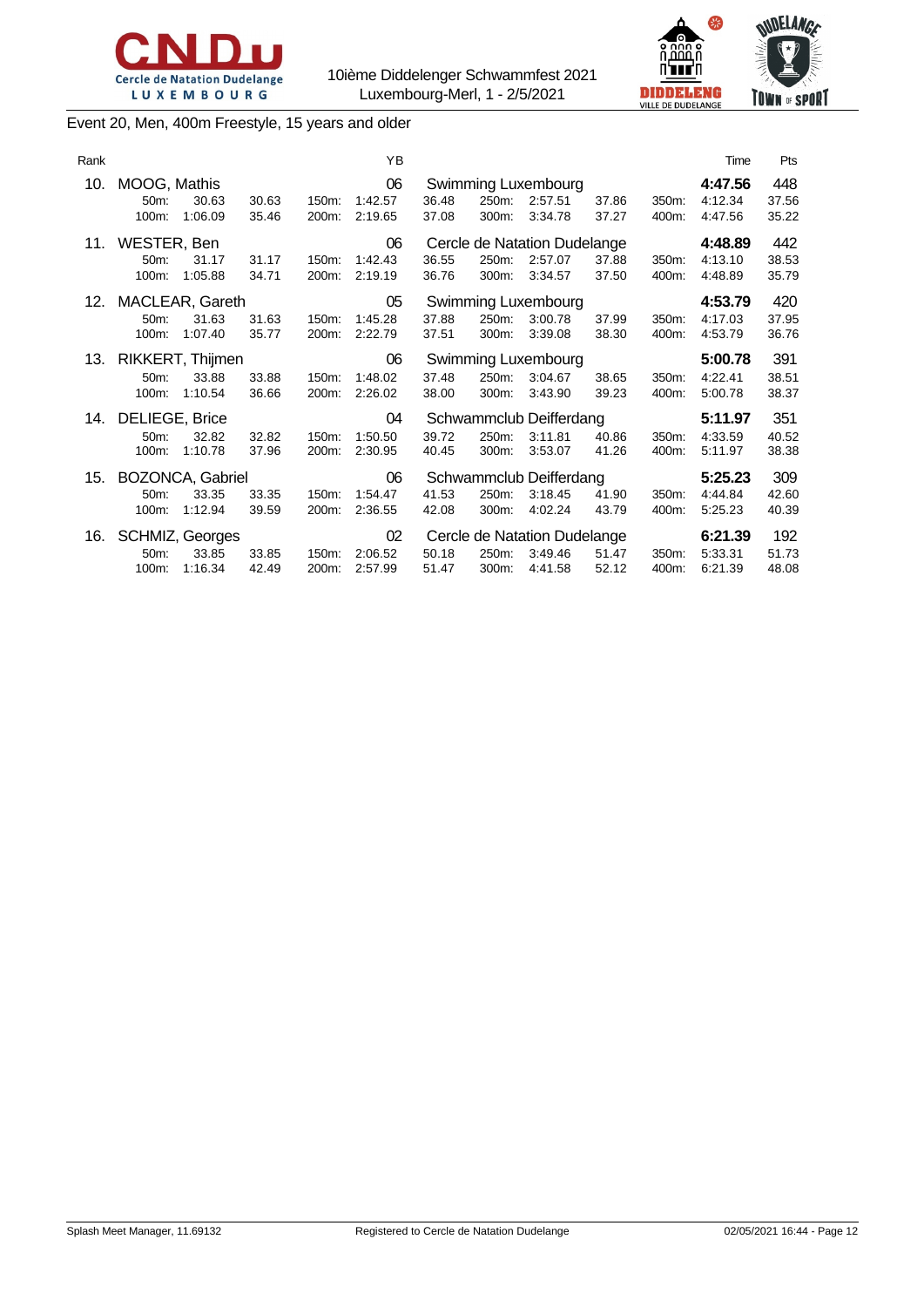10ième Diddelenger Schwammfest 2021
Luxembourg-Merl, 1 - 2/5/2021

## Event 20, Men, 400m Freestyle, 15 years and older

| Rank | Name | | | | YB | Club | | | | | | Time | Pts |
|---|---|---|---|---|---|---|---|---|---|---|---|---|---|
| 10. | MOOG, Mathis | | | | 06 | Swimming Luxembourg | | | | | | **4:47.56** | 448 |
| | 50m: | 30.63 | 30.63 | 150m: | 1:42.57 | 36.48 | 250m: | 2:57.51 | 37.86 | 350m: | 4:12.34 | 37.56 | |
| | 100m: | 1:06.09 | 35.46 | 200m: | 2:19.65 | 37.08 | 300m: | 3:34.78 | 37.27 | 400m: | 4:47.56 | 35.22 | |
| 11. | WESTER, Ben | | | | 06 | Cercle de Natation Dudelange | | | | | | **4:48.89** | 442 |
| | 50m: | 31.17 | 31.17 | 150m: | 1:42.43 | 36.55 | 250m: | 2:57.07 | 37.88 | 350m: | 4:13.10 | 38.53 | |
| | 100m: | 1:05.88 | 34.71 | 200m: | 2:19.19 | 36.76 | 300m: | 3:34.57 | 37.50 | 400m: | 4:48.89 | 35.79 | |
| 12. | MACLEAR, Gareth | | | | 05 | Swimming Luxembourg | | | | | | **4:53.79** | 420 |
| | 50m: | 31.63 | 31.63 | 150m: | 1:45.28 | 37.88 | 250m: | 3:00.78 | 37.99 | 350m: | 4:17.03 | 37.95 | |
| | 100m: | 1:07.40 | 35.77 | 200m: | 2:22.79 | 37.51 | 300m: | 3:39.08 | 38.30 | 400m: | 4:53.79 | 36.76 | |
| 13. | RIKKERT, Thijmen | | | | 06 | Swimming Luxembourg | | | | | | **5:00.78** | 391 |
| | 50m: | 33.88 | 33.88 | 150m: | 1:48.02 | 37.48 | 250m: | 3:04.67 | 38.65 | 350m: | 4:22.41 | 38.51 | |
| | 100m: | 1:10.54 | 36.66 | 200m: | 2:26.02 | 38.00 | 300m: | 3:43.90 | 39.23 | 400m: | 5:00.78 | 38.37 | |
| 14. | DELIEGE, Brice | | | | 04 | Schwammclub Deifferdang | | | | | | **5:11.97** | 351 |
| | 50m: | 32.82 | 32.82 | 150m: | 1:50.50 | 39.72 | 250m: | 3:11.81 | 40.86 | 350m: | 4:33.59 | 40.52 | |
| | 100m: | 1:10.78 | 37.96 | 200m: | 2:30.95 | 40.45 | 300m: | 3:53.07 | 41.26 | 400m: | 5:11.97 | 38.38 | |
| 15. | BOZONCA, Gabriel | | | | 06 | Schwammclub Deifferdang | | | | | | **5:25.23** | 309 |
| | 50m: | 33.35 | 33.35 | 150m: | 1:54.47 | 41.53 | 250m: | 3:18.45 | 41.90 | 350m: | 4:44.84 | 42.60 | |
| | 100m: | 1:12.94 | 39.59 | 200m: | 2:36.55 | 42.08 | 300m: | 4:02.24 | 43.79 | 400m: | 5:25.23 | 40.39 | |
| 16. | SCHMIZ, Georges | | | | 02 | Cercle de Natation Dudelange | | | | | | **6:21.39** | 192 |
| | 50m: | 33.85 | 33.85 | 150m: | 2:06.52 | 50.18 | 250m: | 3:49.46 | 51.47 | 350m: | 5:33.31 | 51.73 | |
| | 100m: | 1:16.34 | 42.49 | 200m: | 2:57.99 | 51.47 | 300m: | 4:41.58 | 52.12 | 400m: | 6:21.39 | 48.08 | |

Splash Meet Manager, 11.69132 Registered to Cercle de Natation Dudelange 02/05/2021 16:44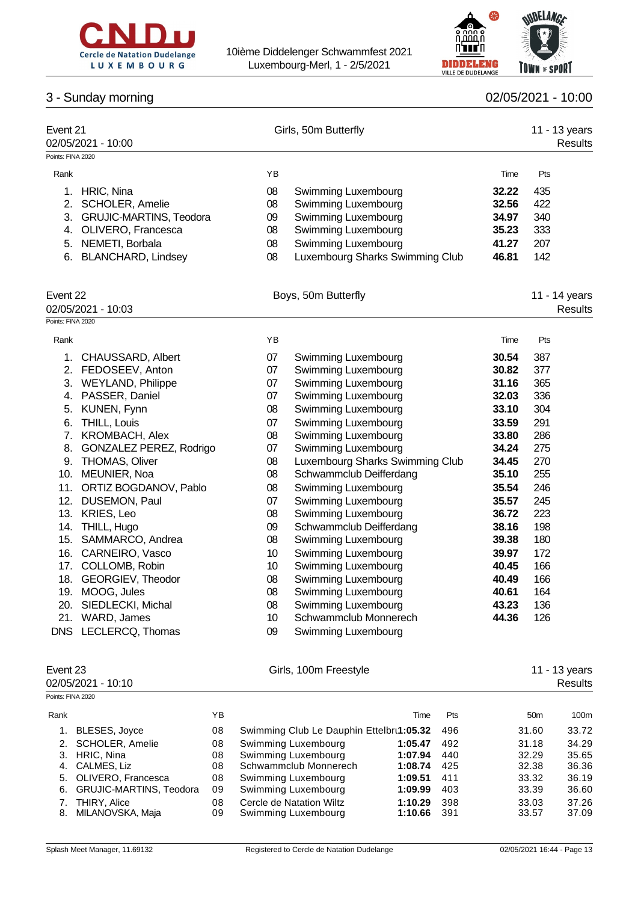10ième Diddelenger Schwammfest 2021
Luxembourg-Merl, 1 - 2/5/2021

## 3 - Sunday morning

02/05/2021 - 10:00

### Event 21 — Girls, 50m Butterfly — 11 - 13 years

02/05/2021 - 10:00 — Results

Points: FINA 2020

| Rank | | YB | | Time | Pts |
|---|---|---|---|---|---|
| 1. | HRIC, Nina | 08 | Swimming Luxembourg | **32.22** | 435 |
| 2. | SCHOLER, Amelie | 08 | Swimming Luxembourg | **32.56** | 422 |
| 3. | GRUJIC-MARTINS, Teodora | 09 | Swimming Luxembourg | **34.97** | 340 |
| 4. | OLIVERO, Francesca | 08 | Swimming Luxembourg | **35.23** | 333 |
| 5. | NEMETI, Borbala | 08 | Swimming Luxembourg | **41.27** | 207 |
| 6. | BLANCHARD, Lindsey | 08 | Luxembourg Sharks Swimming Club | **46.81** | 142 |

### Event 22 — Boys, 50m Butterfly — 11 - 14 years

02/05/2021 - 10:03 — Results

Points: FINA 2020

| Rank | | YB | | Time | Pts |
|---|---|---|---|---|---|
| 1. | CHAUSSARD, Albert | 07 | Swimming Luxembourg | **30.54** | 387 |
| 2. | FEDOSEEV, Anton | 07 | Swimming Luxembourg | **30.82** | 377 |
| 3. | WEYLAND, Philippe | 07 | Swimming Luxembourg | **31.16** | 365 |
| 4. | PASSER, Daniel | 07 | Swimming Luxembourg | **32.03** | 336 |
| 5. | KUNEN, Fynn | 08 | Swimming Luxembourg | **33.10** | 304 |
| 6. | THILL, Louis | 07 | Swimming Luxembourg | **33.59** | 291 |
| 7. | KROMBACH, Alex | 08 | Swimming Luxembourg | **33.80** | 286 |
| 8. | GONZALEZ PEREZ, Rodrigo | 07 | Swimming Luxembourg | **34.24** | 275 |
| 9. | THOMAS, Oliver | 08 | Luxembourg Sharks Swimming Club | **34.45** | 270 |
| 10. | MEUNIER, Noa | 08 | Schwammclub Deifferdang | **35.10** | 255 |
| 11. | ORTIZ BOGDANOV, Pablo | 08 | Swimming Luxembourg | **35.54** | 246 |
| 12. | DUSEMON, Paul | 07 | Swimming Luxembourg | **35.57** | 245 |
| 13. | KRIES, Leo | 08 | Swimming Luxembourg | **36.72** | 223 |
| 14. | THILL, Hugo | 09 | Schwammclub Deifferdang | **38.16** | 198 |
| 15. | SAMMARCO, Andrea | 08 | Swimming Luxembourg | **39.38** | 180 |
| 16. | CARNEIRO, Vasco | 10 | Swimming Luxembourg | **39.97** | 172 |
| 17. | COLLOMB, Robin | 10 | Swimming Luxembourg | **40.45** | 166 |
| 18. | GEORGIEV, Theodor | 08 | Swimming Luxembourg | **40.49** | 166 |
| 19. | MOOG, Jules | 08 | Swimming Luxembourg | **40.61** | 164 |
| 20. | SIEDLECKI, Michal | 08 | Swimming Luxembourg | **43.23** | 136 |
| 21. | WARD, James | 10 | Schwammclub Monnerech | **44.36** | 126 |
| DNS | LECLERCQ, Thomas | 09 | Swimming Luxembourg | | |

### Event 23 — Girls, 100m Freestyle — 11 - 13 years

02/05/2021 - 10:10 — Results

Points: FINA 2020

| Rank | | YB | | Time | Pts | 50m | 100m |
|---|---|---|---|---|---|---|---|
| 1. | BLESES, Joyce | 08 | Swimming Club Le Dauphin Ettelbr | **1:05.32** | 496 | 31.60 | 33.72 |
| 2. | SCHOLER, Amelie | 08 | Swimming Luxembourg | **1:05.47** | 492 | 31.18 | 34.29 |
| 3. | HRIC, Nina | 08 | Swimming Luxembourg | **1:07.94** | 440 | 32.29 | 35.65 |
| 4. | CALMES, Liz | 08 | Schwammclub Monnerech | **1:08.74** | 425 | 32.38 | 36.36 |
| 5. | OLIVERO, Francesca | 08 | Swimming Luxembourg | **1:09.51** | 411 | 33.32 | 36.19 |
| 6. | GRUJIC-MARTINS, Teodora | 09 | Swimming Luxembourg | **1:09.99** | 403 | 33.39 | 36.60 |
| 7. | THIRY, Alice | 08 | Cercle de Natation Wiltz | **1:10.29** | 398 | 33.03 | 37.26 |
| 8. | MILANOVSKA, Maja | 09 | Swimming Luxembourg | **1:10.66** | 391 | 33.57 | 37.09 |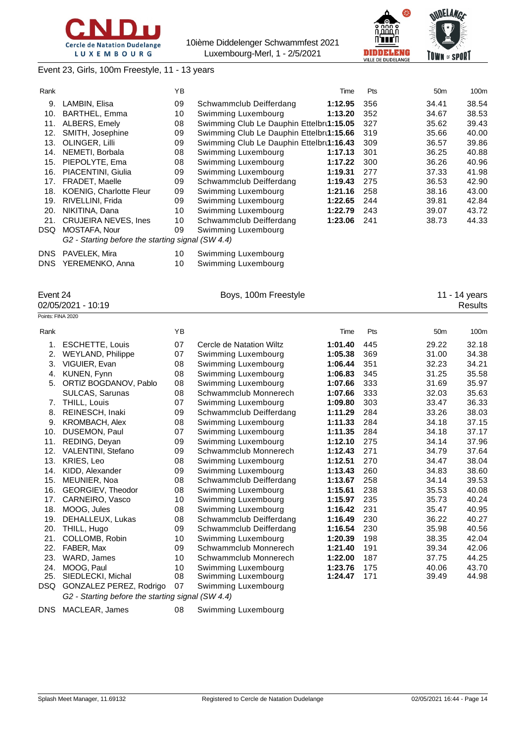Event 23, Girls, 100m Freestyle, 11 - 13 years

| Rank | | YB | | Time | Pts | 50m | 100m |
|---|---|---|---|---|---|---|---|
| 9. | LAMBIN, Elisa | 09 | Schwammclub Deifferdang | **1:12.95** | 356 | 34.41 | 38.54 |
| 10. | BARTHEL, Emma | 10 | Swimming Luxembourg | **1:13.20** | 352 | 34.67 | 38.53 |
| 11. | ALBERS, Emely | 08 | Swimming Club Le Dauphin Ettelbri | **1:15.05** | 327 | 35.62 | 39.43 |
| 12. | SMITH, Josephine | 09 | Swimming Club Le Dauphin Ettelbri | **1:15.66** | 319 | 35.66 | 40.00 |
| 13. | OLINGER, Lilli | 09 | Swimming Club Le Dauphin Ettelbri | **1:16.43** | 309 | 36.57 | 39.86 |
| 14. | NEMETI, Borbala | 08 | Swimming Luxembourg | **1:17.13** | 301 | 36.25 | 40.88 |
| 15. | PIEPOLYTE, Ema | 08 | Swimming Luxembourg | **1:17.22** | 300 | 36.26 | 40.96 |
| 16. | PIACENTINI, Giulia | 09 | Swimming Luxembourg | **1:19.31** | 277 | 37.33 | 41.98 |
| 17. | FRADET, Maelle | 09 | Schwammclub Deifferdang | **1:19.43** | 275 | 36.53 | 42.90 |
| 18. | KOENIG, Charlotte Fleur | 09 | Swimming Luxembourg | **1:21.16** | 258 | 38.16 | 43.00 |
| 19. | RIVELLINI, Frida | 09 | Swimming Luxembourg | **1:22.65** | 244 | 39.81 | 42.84 |
| 20. | NIKITINA, Dana | 10 | Swimming Luxembourg | **1:22.79** | 243 | 39.07 | 43.72 |
| 21. | CRUJEIRA NEVES, Ines | 10 | Schwammclub Deifferdang | **1:23.06** | 241 | 38.73 | 44.33 |
| DSQ | MOSTAFA, Nour | 09 | Swimming Luxembourg | | | | |
| | *G2 - Starting before the starting signal (SW 4.4)* | | | | | | |
| DNS | PAVELEK, Mira | 10 | Swimming Luxembourg | | | | |
| DNS | YEREMENKO, Anna | 10 | Swimming Luxembourg | | | | |

## Event 24 — Boys, 100m Freestyle — 11 - 14 years

02/05/2021 - 10:19 — Results

Points: FINA 2020

| Rank | | YB | | Time | Pts | 50m | 100m |
|---|---|---|---|---|---|---|---|
| 1. | ESCHETTE, Louis | 07 | Cercle de Natation Wiltz | **1:01.40** | 445 | 29.22 | 32.18 |
| 2. | WEYLAND, Philippe | 07 | Swimming Luxembourg | **1:05.38** | 369 | 31.00 | 34.38 |
| 3. | VIGUIER, Evan | 08 | Swimming Luxembourg | **1:06.44** | 351 | 32.23 | 34.21 |
| 4. | KUNEN, Fynn | 08 | Swimming Luxembourg | **1:06.83** | 345 | 31.25 | 35.58 |
| 5. | ORTIZ BOGDANOV, Pablo | 08 | Swimming Luxembourg | **1:07.66** | 333 | 31.69 | 35.97 |
| | SULCAS, Sarunas | 08 | Schwammclub Monnerech | **1:07.66** | 333 | 32.03 | 35.63 |
| 7. | THILL, Louis | 07 | Swimming Luxembourg | **1:09.80** | 303 | 33.47 | 36.33 |
| 8. | REINESCH, Inaki | 09 | Schwammclub Deifferdang | **1:11.29** | 284 | 33.26 | 38.03 |
| 9. | KROMBACH, Alex | 08 | Swimming Luxembourg | **1:11.33** | 284 | 34.18 | 37.15 |
| 10. | DUSEMON, Paul | 07 | Swimming Luxembourg | **1:11.35** | 284 | 34.18 | 37.17 |
| 11. | REDING, Deyan | 09 | Swimming Luxembourg | **1:12.10** | 275 | 34.14 | 37.96 |
| 12. | VALENTINI, Stefano | 09 | Schwammclub Monnerech | **1:12.43** | 271 | 34.79 | 37.64 |
| 13. | KRIES, Leo | 08 | Swimming Luxembourg | **1:12.51** | 270 | 34.47 | 38.04 |
| 14. | KIDD, Alexander | 09 | Swimming Luxembourg | **1:13.43** | 260 | 34.83 | 38.60 |
| 15. | MEUNIER, Noa | 08 | Schwammclub Deifferdang | **1:13.67** | 258 | 34.14 | 39.53 |
| 16. | GEORGIEV, Theodor | 08 | Swimming Luxembourg | **1:15.61** | 238 | 35.53 | 40.08 |
| 17. | CARNEIRO, Vasco | 10 | Swimming Luxembourg | **1:15.97** | 235 | 35.73 | 40.24 |
| 18. | MOOG, Jules | 08 | Swimming Luxembourg | **1:16.42** | 231 | 35.47 | 40.95 |
| 19. | DEHALLEUX, Lukas | 08 | Schwammclub Deifferdang | **1:16.49** | 230 | 36.22 | 40.27 |
| 20. | THILL, Hugo | 09 | Schwammclub Deifferdang | **1:16.54** | 230 | 35.98 | 40.56 |
| 21. | COLLOMB, Robin | 10 | Swimming Luxembourg | **1:20.39** | 198 | 38.35 | 42.04 |
| 22. | FABER, Max | 09 | Schwammclub Monnerech | **1:21.40** | 191 | 39.34 | 42.06 |
| 23. | WARD, James | 10 | Schwammclub Monnerech | **1:22.00** | 187 | 37.75 | 44.25 |
| 24. | MOOG, Paul | 10 | Swimming Luxembourg | **1:23.76** | 175 | 40.06 | 43.70 |
| 25. | SIEDLECKI, Michal | 08 | Swimming Luxembourg | **1:24.47** | 171 | 39.49 | 44.98 |
| DSQ | GONZALEZ PEREZ, Rodrigo | 07 | Swimming Luxembourg | | | | |
| | *G2 - Starting before the starting signal (SW 4.4)* | | | | | | |
| DNS | MACLEAR, James | 08 | Swimming Luxembourg | | | | |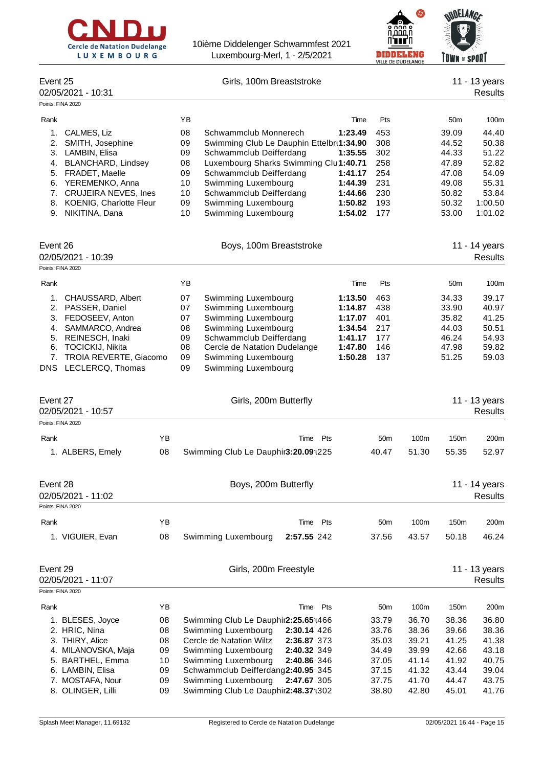## Event 25 — Girls, 100m Breaststroke — 11 - 13 years

02/05/2021 - 10:31 — Results

Points: FINA 2020

| Rank | Name | YB | Club | Time | Pts | 50m | 100m |
|---|---|---|---|---|---|---|---|
| 1. | CALMES, Liz | 08 | Schwammclub Monnerech | **1:23.49** | 453 | 39.09 | 44.40 |
| 2. | SMITH, Josephine | 09 | Swimming Club Le Dauphin Ettelbr | **1:34.90** | 308 | 44.52 | 50.38 |
| 3. | LAMBIN, Elisa | 09 | Schwammclub Deifferdang | **1:35.55** | 302 | 44.33 | 51.22 |
| 4. | BLANCHARD, Lindsey | 08 | Luxembourg Sharks Swimming Clu | **1:40.71** | 258 | 47.89 | 52.82 |
| 5. | FRADET, Maelle | 09 | Schwammclub Deifferdang | **1:41.17** | 254 | 47.08 | 54.09 |
| 6. | YEREMENKO, Anna | 10 | Swimming Luxembourg | **1:44.39** | 231 | 49.08 | 55.31 |
| 7. | CRUJEIRA NEVES, Ines | 10 | Schwammclub Deifferdang | **1:44.66** | 230 | 50.82 | 53.84 |
| 8. | KOENIG, Charlotte Fleur | 09 | Swimming Luxembourg | **1:50.82** | 193 | 50.32 | 1:00.50 |
| 9. | NIKITINA, Dana | 10 | Swimming Luxembourg | **1:54.02** | 177 | 53.00 | 1:01.02 |

## Event 26 — Boys, 100m Breaststroke — 11 - 14 years

02/05/2021 - 10:39 — Results

Points: FINA 2020

| Rank | Name | YB | Club | Time | Pts | 50m | 100m |
|---|---|---|---|---|---|---|---|
| 1. | CHAUSSARD, Albert | 07 | Swimming Luxembourg | **1:13.50** | 463 | 34.33 | 39.17 |
| 2. | PASSER, Daniel | 07 | Swimming Luxembourg | **1:14.87** | 438 | 33.90 | 40.97 |
| 3. | FEDOSEEV, Anton | 07 | Swimming Luxembourg | **1:17.07** | 401 | 35.82 | 41.25 |
| 4. | SAMMARCO, Andrea | 08 | Swimming Luxembourg | **1:34.54** | 217 | 44.03 | 50.51 |
| 5. | REINESCH, Inaki | 09 | Schwammclub Deifferdang | **1:41.17** | 177 | 46.24 | 54.93 |
| 6. | TOCICKIJ, Nikita | 08 | Cercle de Natation Dudelange | **1:47.80** | 146 | 47.98 | 59.82 |
| 7. | TROIA REVERTE, Giacomo | 09 | Swimming Luxembourg | **1:50.28** | 137 | 51.25 | 59.03 |
| DNS | LECLERCQ, Thomas | 09 | Swimming Luxembourg | | | | |

## Event 27 — Girls, 200m Butterfly — 11 - 13 years

02/05/2021 - 10:57 — Results

Points: FINA 2020

| Rank | Name | YB | Club | Time | Pts | 50m | 100m | 150m | 200m |
|---|---|---|---|---|---|---|---|---|---|
| 1. | ALBERS, Emely | 08 | Swimming Club Le Dauphin | **3:20.09** | 225 | 40.47 | 51.30 | 55.35 | 52.97 |

## Event 28 — Boys, 200m Butterfly — 11 - 14 years

02/05/2021 - 11:02 — Results

Points: FINA 2020

| Rank | Name | YB | Club | Time | Pts | 50m | 100m | 150m | 200m |
|---|---|---|---|---|---|---|---|---|---|
| 1. | VIGUIER, Evan | 08 | Swimming Luxembourg | **2:57.55** | 242 | 37.56 | 43.57 | 50.18 | 46.24 |

## Event 29 — Girls, 200m Freestyle — 11 - 13 years

02/05/2021 - 11:07 — Results

Points: FINA 2020

| Rank | Name | YB | Club | Time | Pts | 50m | 100m | 150m | 200m |
|---|---|---|---|---|---|---|---|---|---|
| 1. | BLESES, Joyce | 08 | Swimming Club Le Dauphin | **2:25.65** | 466 | 33.79 | 36.70 | 38.36 | 36.80 |
| 2. | HRIC, Nina | 08 | Swimming Luxembourg | **2:30.14** | 426 | 33.76 | 38.36 | 39.66 | 38.36 |
| 3. | THIRY, Alice | 08 | Cercle de Natation Wiltz | **2:36.87** | 373 | 35.03 | 39.21 | 41.25 | 41.38 |
| 4. | MILANOVSKA, Maja | 09 | Swimming Luxembourg | **2:40.32** | 349 | 34.49 | 39.99 | 42.66 | 43.18 |
| 5. | BARTHEL, Emma | 10 | Swimming Luxembourg | **2:40.86** | 346 | 37.05 | 41.14 | 41.92 | 40.75 |
| 6. | LAMBIN, Elisa | 09 | Schwammclub Deifferdang | **2:40.95** | 345 | 37.15 | 41.32 | 43.44 | 39.04 |
| 7. | MOSTAFA, Nour | 09 | Swimming Luxembourg | **2:47.67** | 305 | 37.75 | 41.70 | 44.47 | 43.75 |
| 8. | OLINGER, Lilli | 09 | Swimming Club Le Dauphin | **2:48.37** | 302 | 38.80 | 42.80 | 45.01 | 41.76 |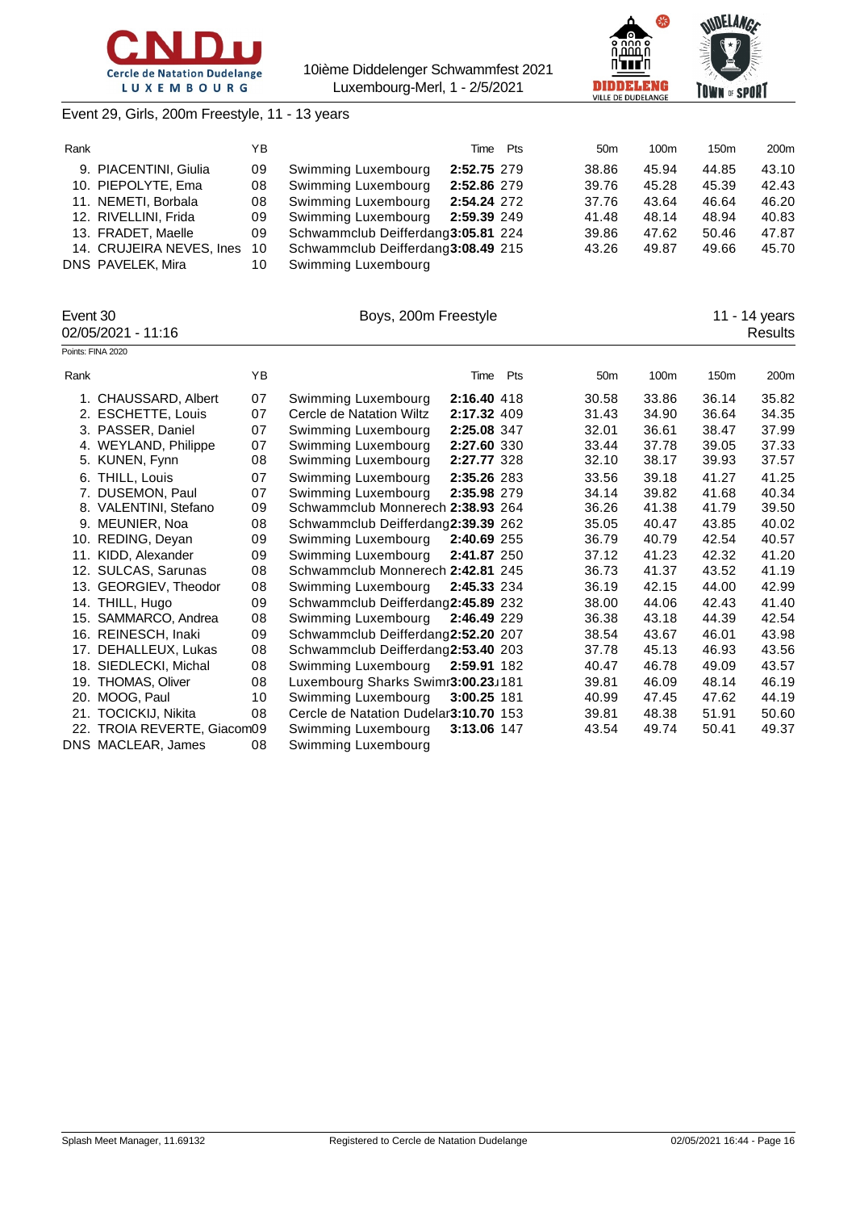Event 29, Girls, 200m Freestyle, 11 - 13 years

| Rank | | YB | | Time | Pts | 50m | 100m | 150m | 200m |
|---|---|---|---|---|---|---|---|---|---|
| 9. | PIACENTINI, Giulia | 09 | Swimming Luxembourg | **2:52.75** | 279 | 38.86 | 45.94 | 44.85 | 43.10 |
| 10. | PIEPOLYTE, Ema | 08 | Swimming Luxembourg | **2:52.86** | 279 | 39.76 | 45.28 | 45.39 | 42.43 |
| 11. | NEMETI, Borbala | 08 | Swimming Luxembourg | **2:54.24** | 272 | 37.76 | 43.64 | 46.64 | 46.20 |
| 12. | RIVELLINI, Frida | 09 | Swimming Luxembourg | **2:59.39** | 249 | 41.48 | 48.14 | 48.94 | 40.83 |
| 13. | FRADET, Maelle | 09 | Schwammclub Deifferdang | **3:05.81** | 224 | 39.86 | 47.62 | 50.46 | 47.87 |
| 14. | CRUJEIRA NEVES, Ines | 10 | Schwammclub Deifferdang | **3:08.49** | 215 | 43.26 | 49.87 | 49.66 | 45.70 |
| DNS | PAVELEK, Mira | 10 | Swimming Luxembourg | | | | | | |

## Event 30 — Boys, 200m Freestyle — 11 - 14 years

02/05/2021 - 11:16 — Results

Points: FINA 2020

| Rank | | YB | | Time | Pts | 50m | 100m | 150m | 200m |
|---|---|---|---|---|---|---|---|---|---|
| 1. | CHAUSSARD, Albert | 07 | Swimming Luxembourg | **2:16.40** | 418 | 30.58 | 33.86 | 36.14 | 35.82 |
| 2. | ESCHETTE, Louis | 07 | Cercle de Natation Wiltz | **2:17.32** | 409 | 31.43 | 34.90 | 36.64 | 34.35 |
| 3. | PASSER, Daniel | 07 | Swimming Luxembourg | **2:25.08** | 347 | 32.01 | 36.61 | 38.47 | 37.99 |
| 4. | WEYLAND, Philippe | 07 | Swimming Luxembourg | **2:27.60** | 330 | 33.44 | 37.78 | 39.05 | 37.33 |
| 5. | KUNEN, Fynn | 08 | Swimming Luxembourg | **2:27.77** | 328 | 32.10 | 38.17 | 39.93 | 37.57 |
| 6. | THILL, Louis | 07 | Swimming Luxembourg | **2:35.26** | 283 | 33.56 | 39.18 | 41.27 | 41.25 |
| 7. | DUSEMON, Paul | 07 | Swimming Luxembourg | **2:35.98** | 279 | 34.14 | 39.82 | 41.68 | 40.34 |
| 8. | VALENTINI, Stefano | 09 | Schwammclub Monnerech | **2:38.93** | 264 | 36.26 | 41.38 | 41.79 | 39.50 |
| 9. | MEUNIER, Noa | 08 | Schwammclub Deifferdang | **2:39.39** | 262 | 35.05 | 40.47 | 43.85 | 40.02 |
| 10. | REDING, Deyan | 09 | Swimming Luxembourg | **2:40.69** | 255 | 36.79 | 40.79 | 42.54 | 40.57 |
| 11. | KIDD, Alexander | 09 | Swimming Luxembourg | **2:41.87** | 250 | 37.12 | 41.23 | 42.32 | 41.20 |
| 12. | SULCAS, Sarunas | 08 | Schwammclub Monnerech | **2:42.81** | 245 | 36.73 | 41.37 | 43.52 | 41.19 |
| 13. | GEORGIEV, Theodor | 08 | Swimming Luxembourg | **2:45.33** | 234 | 36.19 | 42.15 | 44.00 | 42.99 |
| 14. | THILL, Hugo | 09 | Schwammclub Deifferdang | **2:45.89** | 232 | 38.00 | 44.06 | 42.43 | 41.40 |
| 15. | SAMMARCO, Andrea | 08 | Swimming Luxembourg | **2:46.49** | 229 | 36.38 | 43.18 | 44.39 | 42.54 |
| 16. | REINESCH, Inaki | 09 | Schwammclub Deifferdang | **2:52.20** | 207 | 38.54 | 43.67 | 46.01 | 43.98 |
| 17. | DEHALLEUX, Lukas | 08 | Schwammclub Deifferdang | **2:53.40** | 203 | 37.78 | 45.13 | 46.93 | 43.56 |
| 18. | SIEDLECKI, Michal | 08 | Swimming Luxembourg | **2:59.91** | 182 | 40.47 | 46.78 | 49.09 | 43.57 |
| 19. | THOMAS, Oliver | 08 | Luxembourg Sharks Swimr | **3:00.23** | 181 | 39.81 | 46.09 | 48.14 | 46.19 |
| 20. | MOOG, Paul | 10 | Swimming Luxembourg | **3:00.25** | 181 | 40.99 | 47.45 | 47.62 | 44.19 |
| 21. | TOCICKIJ, Nikita | 08 | Cercle de Natation Dudelar | **3:10.70** | 153 | 39.81 | 48.38 | 51.91 | 50.60 |
| 22. | TROIA REVERTE, Giacom | 09 | Swimming Luxembourg | **3:13.06** | 147 | 43.54 | 49.74 | 50.41 | 49.37 |
| DNS | MACLEAR, James | 08 | Swimming Luxembourg | | | | | | |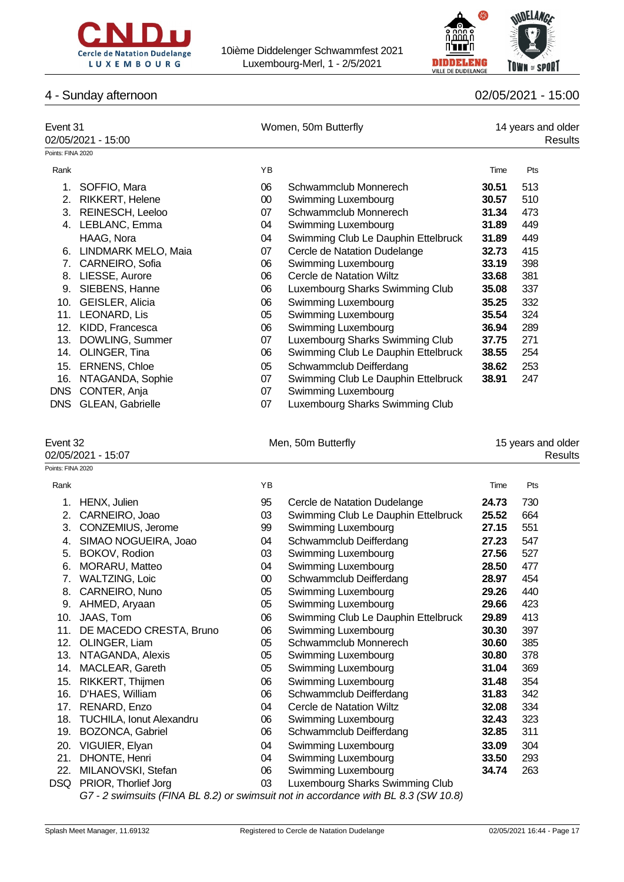## 4 - Sunday afternoon

02/05/2021 - 15:00

### Event 31 — Women, 50m Butterfly — 14 years and older

02/05/2021 - 15:00

Results

Points: FINA 2020

| Rank | Name | YB | Club | Time | Pts |
|---|---|---|---|---|---|
| 1. | SOFFIO, Mara | 06 | Schwammclub Monnerech | **30.51** | 513 |
| 2. | RIKKERT, Helene | 00 | Swimming Luxembourg | **30.57** | 510 |
| 3. | REINESCH, Leeloo | 07 | Schwammclub Monnerech | **31.34** | 473 |
| 4. | LEBLANC, Emma | 04 | Swimming Luxembourg | **31.89** | 449 |
| | HAAG, Nora | 04 | Swimming Club Le Dauphin Ettelbruck | **31.89** | 449 |
| 6. | LINDMARK MELO, Maia | 07 | Cercle de Natation Dudelange | **32.73** | 415 |
| 7. | CARNEIRO, Sofia | 06 | Swimming Luxembourg | **33.19** | 398 |
| 8. | LIESSE, Aurore | 06 | Cercle de Natation Wiltz | **33.68** | 381 |
| 9. | SIEBENS, Hanne | 06 | Luxembourg Sharks Swimming Club | **35.08** | 337 |
| 10. | GEISLER, Alicia | 06 | Swimming Luxembourg | **35.25** | 332 |
| 11. | LEONARD, Lis | 05 | Swimming Luxembourg | **35.54** | 324 |
| 12. | KIDD, Francesca | 06 | Swimming Luxembourg | **36.94** | 289 |
| 13. | DOWLING, Summer | 07 | Luxembourg Sharks Swimming Club | **37.75** | 271 |
| 14. | OLINGER, Tina | 06 | Swimming Club Le Dauphin Ettelbruck | **38.55** | 254 |
| 15. | ERNENS, Chloe | 05 | Schwammclub Deifferdang | **38.62** | 253 |
| 16. | NTAGANDA, Sophie | 07 | Swimming Club Le Dauphin Ettelbruck | **38.91** | 247 |
| DNS | CONTER, Anja | 07 | Swimming Luxembourg | | |
| DNS | GLEAN, Gabrielle | 07 | Luxembourg Sharks Swimming Club | | |

### Event 32 — Men, 50m Butterfly — 15 years and older

02/05/2021 - 15:07

Results

Points: FINA 2020

| Rank | Name | YB | Club | Time | Pts |
|---|---|---|---|---|---|
| 1. | HENX, Julien | 95 | Cercle de Natation Dudelange | **24.73** | 730 |
| 2. | CARNEIRO, Joao | 03 | Swimming Club Le Dauphin Ettelbruck | **25.52** | 664 |
| 3. | CONZEMIUS, Jerome | 99 | Swimming Luxembourg | **27.15** | 551 |
| 4. | SIMAO NOGUEIRA, Joao | 04 | Schwammclub Deifferdang | **27.23** | 547 |
| 5. | BOKOV, Rodion | 03 | Swimming Luxembourg | **27.56** | 527 |
| 6. | MORARU, Matteo | 04 | Swimming Luxembourg | **28.50** | 477 |
| 7. | WALTZING, Loic | 00 | Schwammclub Deifferdang | **28.97** | 454 |
| 8. | CARNEIRO, Nuno | 05 | Swimming Luxembourg | **29.26** | 440 |
| 9. | AHMED, Aryaan | 05 | Swimming Luxembourg | **29.66** | 423 |
| 10. | JAAS, Tom | 06 | Swimming Club Le Dauphin Ettelbruck | **29.89** | 413 |
| 11. | DE MACEDO CRESTA, Bruno | 06 | Swimming Luxembourg | **30.30** | 397 |
| 12. | OLINGER, Liam | 05 | Schwammclub Monnerech | **30.60** | 385 |
| 13. | NTAGANDA, Alexis | 05 | Swimming Luxembourg | **30.80** | 378 |
| 14. | MACLEAR, Gareth | 05 | Swimming Luxembourg | **31.04** | 369 |
| 15. | RIKKERT, Thijmen | 06 | Swimming Luxembourg | **31.48** | 354 |
| 16. | D'HAES, William | 06 | Schwammclub Deifferdang | **31.83** | 342 |
| 17. | RENARD, Enzo | 04 | Cercle de Natation Wiltz | **32.08** | 334 |
| 18. | TUCHILA, Ionut Alexandru | 06 | Swimming Luxembourg | **32.43** | 323 |
| 19. | BOZONCA, Gabriel | 06 | Schwammclub Deifferdang | **32.85** | 311 |
| 20. | VIGUIER, Elyan | 04 | Swimming Luxembourg | **33.09** | 304 |
| 21. | DHONTE, Henri | 04 | Swimming Luxembourg | **33.50** | 293 |
| 22. | MILANOVSKI, Stefan | 06 | Swimming Luxembourg | **34.74** | 263 |
| DSQ | PRIOR, Thorlief Jorg | 03 | Luxembourg Sharks Swimming Club | | |

*G7 - 2 swimsuits (FINA BL 8.2) or swimsuit not in accordance with BL 8.3 (SW 10.8)*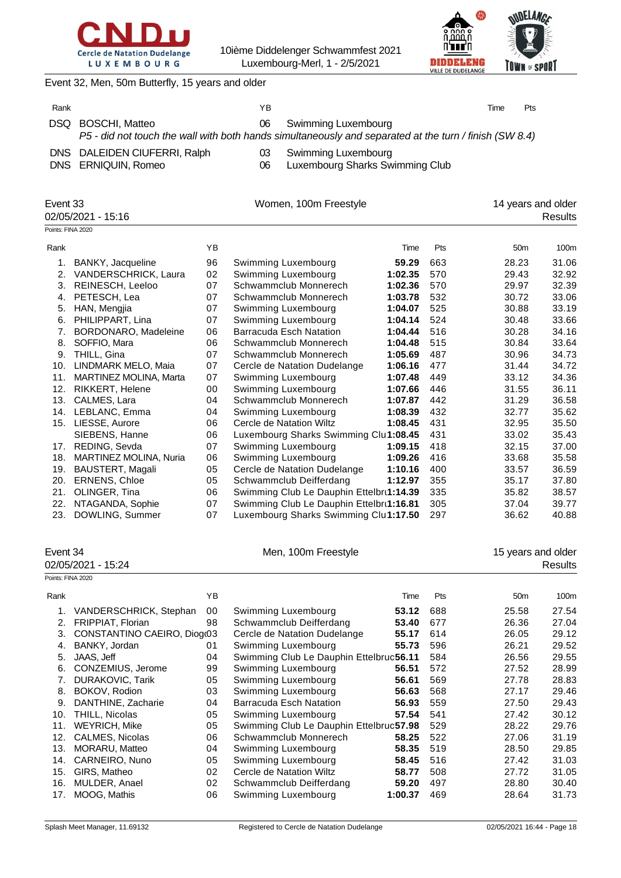Event 32, Men, 50m Butterfly, 15 years and older

| Rank | | YB | | Time | Pts |
|---|---|---|---|---|---|
| DSQ | BOSCHI, Matteo | 06 | Swimming Luxembourg | | |
| | *P5 - did not touch the wall with both hands simultaneously and separated at the turn / finish (SW 8.4)* | | | | |
| DNS | DALEIDEN CIUFERRI, Ralph | 03 | Swimming Luxembourg | | |
| DNS | ERNIQUIN, Romeo | 06 | Luxembourg Sharks Swimming Club | | |

## Event 33 — Women, 100m Freestyle — 14 years and older

02/05/2021 - 15:16 — Results

Points: FINA 2020

| Rank | | YB | | Time | Pts | 50m | 100m |
|---|---|---|---|---|---|---|---|
| 1. | BANKY, Jacqueline | 96 | Swimming Luxembourg | **59.29** | 663 | 28.23 | 31.06 |
| 2. | VANDERSCHRICK, Laura | 02 | Swimming Luxembourg | **1:02.35** | 570 | 29.43 | 32.92 |
| 3. | REINESCH, Leeloo | 07 | Schwammclub Monnerech | **1:02.36** | 570 | 29.97 | 32.39 |
| 4. | PETESCH, Lea | 07 | Schwammclub Monnerech | **1:03.78** | 532 | 30.72 | 33.06 |
| 5. | HAN, Mengjia | 07 | Swimming Luxembourg | **1:04.07** | 525 | 30.88 | 33.19 |
| 6. | PHILIPPART, Lina | 07 | Swimming Luxembourg | **1:04.14** | 524 | 30.48 | 33.66 |
| 7. | BORDONARO, Madeleine | 06 | Barracuda Esch Natation | **1:04.44** | 516 | 30.28 | 34.16 |
| 8. | SOFFIO, Mara | 06 | Schwammclub Monnerech | **1:04.48** | 515 | 30.84 | 33.64 |
| 9. | THILL, Gina | 07 | Schwammclub Monnerech | **1:05.69** | 487 | 30.96 | 34.73 |
| 10. | LINDMARK MELO, Maia | 07 | Cercle de Natation Dudelange | **1:06.16** | 477 | 31.44 | 34.72 |
| 11. | MARTINEZ MOLINA, Marta | 07 | Swimming Luxembourg | **1:07.48** | 449 | 33.12 | 34.36 |
| 12. | RIKKERT, Helene | 00 | Swimming Luxembourg | **1:07.66** | 446 | 31.55 | 36.11 |
| 13. | CALMES, Lara | 04 | Schwammclub Monnerech | **1:07.87** | 442 | 31.29 | 36.58 |
| 14. | LEBLANC, Emma | 04 | Swimming Luxembourg | **1:08.39** | 432 | 32.77 | 35.62 |
| 15. | LIESSE, Aurore | 06 | Cercle de Natation Wiltz | **1:08.45** | 431 | 32.95 | 35.50 |
| | SIEBENS, Hanne | 06 | Luxembourg Sharks Swimming Clu | **1:08.45** | 431 | 33.02 | 35.43 |
| 17. | REDING, Sevda | 07 | Swimming Luxembourg | **1:09.15** | 418 | 32.15 | 37.00 |
| 18. | MARTINEZ MOLINA, Nuria | 06 | Swimming Luxembourg | **1:09.26** | 416 | 33.68 | 35.58 |
| 19. | BAUSTERT, Magali | 05 | Cercle de Natation Dudelange | **1:10.16** | 400 | 33.57 | 36.59 |
| 20. | ERNENS, Chloe | 05 | Schwammclub Deifferdang | **1:12.97** | 355 | 35.17 | 37.80 |
| 21. | OLINGER, Tina | 06 | Swimming Club Le Dauphin Ettelbru | **1:14.39** | 335 | 35.82 | 38.57 |
| 22. | NTAGANDA, Sophie | 07 | Swimming Club Le Dauphin Ettelbru | **1:16.81** | 305 | 37.04 | 39.77 |
| 23. | DOWLING, Summer | 07 | Luxembourg Sharks Swimming Clu | **1:17.50** | 297 | 36.62 | 40.88 |

## Event 34 — Men, 100m Freestyle — 15 years and older

02/05/2021 - 15:24 — Results

Points: FINA 2020

| Rank | | YB | | Time | Pts | 50m | 100m |
|---|---|---|---|---|---|---|---|
| 1. | VANDERSCHRICK, Stephan | 00 | Swimming Luxembourg | **53.12** | 688 | 25.58 | 27.54 |
| 2. | FRIPPIAT, Florian | 98 | Schwammclub Deifferdang | **53.40** | 677 | 26.36 | 27.04 |
| 3. | CONSTANTINO CAEIRO, Diog | 03 | Cercle de Natation Dudelange | **55.17** | 614 | 26.05 | 29.12 |
| 4. | BANKY, Jordan | 01 | Swimming Luxembourg | **55.73** | 596 | 26.21 | 29.52 |
| 5. | JAAS, Jeff | 04 | Swimming Club Le Dauphin Ettelbruc | **56.11** | 584 | 26.56 | 29.55 |
| 6. | CONZEMIUS, Jerome | 99 | Swimming Luxembourg | **56.51** | 572 | 27.52 | 28.99 |
| 7. | DURAKOVIC, Tarik | 05 | Swimming Luxembourg | **56.61** | 569 | 27.78 | 28.83 |
| 8. | BOKOV, Rodion | 03 | Swimming Luxembourg | **56.63** | 568 | 27.17 | 29.46 |
| 9. | DANTHINE, Zacharie | 04 | Barracuda Esch Natation | **56.93** | 559 | 27.50 | 29.43 |
| 10. | THILL, Nicolas | 05 | Swimming Luxembourg | **57.54** | 541 | 27.42 | 30.12 |
| 11. | WEYRICH, Mike | 05 | Swimming Club Le Dauphin Ettelbruc | **57.98** | 529 | 28.22 | 29.76 |
| 12. | CALMES, Nicolas | 06 | Schwammclub Monnerech | **58.25** | 522 | 27.06 | 31.19 |
| 13. | MORARU, Matteo | 04 | Swimming Luxembourg | **58.35** | 519 | 28.50 | 29.85 |
| 14. | CARNEIRO, Nuno | 05 | Swimming Luxembourg | **58.45** | 516 | 27.42 | 31.03 |
| 15. | GIRS, Matheo | 02 | Cercle de Natation Wiltz | **58.77** | 508 | 27.72 | 31.05 |
| 16. | MULDER, Anael | 02 | Schwammclub Deifferdang | **59.20** | 497 | 28.80 | 30.40 |
| 17. | MOOG, Mathis | 06 | Swimming Luxembourg | **1:00.37** | 469 | 28.64 | 31.73 |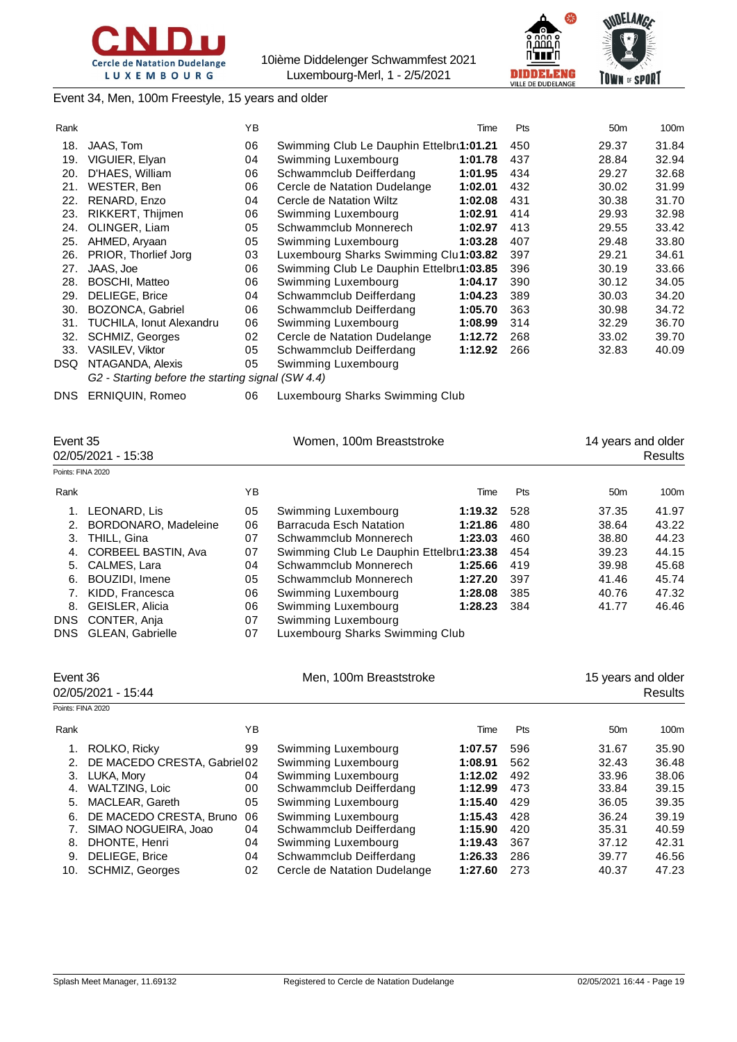Event 34, Men, 100m Freestyle, 15 years and older

| Rank | | YB | | Time | Pts | 50m | 100m |
|---|---|---|---|---|---|---|---|
| 18. | JAAS, Tom | 06 | Swimming Club Le Dauphin Ettelbru | **1:01.21** | 450 | 29.37 | 31.84 |
| 19. | VIGUIER, Elyan | 04 | Swimming Luxembourg | **1:01.78** | 437 | 28.84 | 32.94 |
| 20. | D'HAES, William | 06 | Schwammclub Deifferdang | **1:01.95** | 434 | 29.27 | 32.68 |
| 21. | WESTER, Ben | 06 | Cercle de Natation Dudelange | **1:02.01** | 432 | 30.02 | 31.99 |
| 22. | RENARD, Enzo | 04 | Cercle de Natation Wiltz | **1:02.08** | 431 | 30.38 | 31.70 |
| 23. | RIKKERT, Thijmen | 06 | Swimming Luxembourg | **1:02.91** | 414 | 29.93 | 32.98 |
| 24. | OLINGER, Liam | 05 | Schwammclub Monnerech | **1:02.97** | 413 | 29.55 | 33.42 |
| 25. | AHMED, Aryaan | 05 | Swimming Luxembourg | **1:03.28** | 407 | 29.48 | 33.80 |
| 26. | PRIOR, Thorlief Jorg | 03 | Luxembourg Sharks Swimming Clu | **1:03.82** | 397 | 29.21 | 34.61 |
| 27. | JAAS, Joe | 06 | Swimming Club Le Dauphin Ettelbru | **1:03.85** | 396 | 30.19 | 33.66 |
| 28. | BOSCHI, Matteo | 06 | Swimming Luxembourg | **1:04.17** | 390 | 30.12 | 34.05 |
| 29. | DELIEGE, Brice | 04 | Schwammclub Deifferdang | **1:04.23** | 389 | 30.03 | 34.20 |
| 30. | BOZONCA, Gabriel | 06 | Schwammclub Deifferdang | **1:05.70** | 363 | 30.98 | 34.72 |
| 31. | TUCHILA, Ionut Alexandru | 06 | Swimming Luxembourg | **1:08.99** | 314 | 32.29 | 36.70 |
| 32. | SCHMIZ, Georges | 02 | Cercle de Natation Dudelange | **1:12.72** | 268 | 33.02 | 39.70 |
| 33. | VASILEV, Viktor | 05 | Schwammclub Deifferdang | **1:12.92** | 266 | 32.83 | 40.09 |
| DSQ | NTAGANDA, Alexis | 05 | Swimming Luxembourg | | | | |
| | *G2 - Starting before the starting signal (SW 4.4)* | | | | | | |
| DNS | ERNIQUIN, Romeo | 06 | Luxembourg Sharks Swimming Club | | | | |

## Event 35 — Women, 100m Breaststroke — 14 years and older

02/05/2021 - 15:38 — Results

Points: FINA 2020

| Rank | | YB | | Time | Pts | 50m | 100m |
|---|---|---|---|---|---|---|---|
| 1. | LEONARD, Lis | 05 | Swimming Luxembourg | **1:19.32** | 528 | 37.35 | 41.97 |
| 2. | BORDONARO, Madeleine | 06 | Barracuda Esch Natation | **1:21.86** | 480 | 38.64 | 43.22 |
| 3. | THILL, Gina | 07 | Schwammclub Monnerech | **1:23.03** | 460 | 38.80 | 44.23 |
| 4. | CORBEEL BASTIN, Ava | 07 | Swimming Club Le Dauphin Ettelbru | **1:23.38** | 454 | 39.23 | 44.15 |
| 5. | CALMES, Lara | 04 | Schwammclub Monnerech | **1:25.66** | 419 | 39.98 | 45.68 |
| 6. | BOUZIDI, Imene | 05 | Schwammclub Monnerech | **1:27.20** | 397 | 41.46 | 45.74 |
| 7. | KIDD, Francesca | 06 | Swimming Luxembourg | **1:28.08** | 385 | 40.76 | 47.32 |
| 8. | GEISLER, Alicia | 06 | Swimming Luxembourg | **1:28.23** | 384 | 41.77 | 46.46 |
| DNS | CONTER, Anja | 07 | Swimming Luxembourg | | | | |
| DNS | GLEAN, Gabrielle | 07 | Luxembourg Sharks Swimming Club | | | | |

## Event 36 — Men, 100m Breaststroke — 15 years and older

02/05/2021 - 15:44 — Results

Points: FINA 2020

| Rank | | YB | | Time | Pts | 50m | 100m |
|---|---|---|---|---|---|---|---|
| 1. | ROLKO, Ricky | 99 | Swimming Luxembourg | **1:07.57** | 596 | 31.67 | 35.90 |
| 2. | DE MACEDO CRESTA, Gabriel | 02 | Swimming Luxembourg | **1:08.91** | 562 | 32.43 | 36.48 |
| 3. | LUKA, Mory | 04 | Swimming Luxembourg | **1:12.02** | 492 | 33.96 | 38.06 |
| 4. | WALTZING, Loic | 00 | Schwammclub Deifferdang | **1:12.99** | 473 | 33.84 | 39.15 |
| 5. | MACLEAR, Gareth | 05 | Swimming Luxembourg | **1:15.40** | 429 | 36.05 | 39.35 |
| 6. | DE MACEDO CRESTA, Bruno | 06 | Swimming Luxembourg | **1:15.43** | 428 | 36.24 | 39.19 |
| 7. | SIMAO NOGUEIRA, Joao | 04 | Schwammclub Deifferdang | **1:15.90** | 420 | 35.31 | 40.59 |
| 8. | DHONTE, Henri | 04 | Swimming Luxembourg | **1:19.43** | 367 | 37.12 | 42.31 |
| 9. | DELIEGE, Brice | 04 | Schwammclub Deifferdang | **1:26.33** | 286 | 39.77 | 46.56 |
| 10. | SCHMIZ, Georges | 02 | Cercle de Natation Dudelange | **1:27.60** | 273 | 40.37 | 47.23 |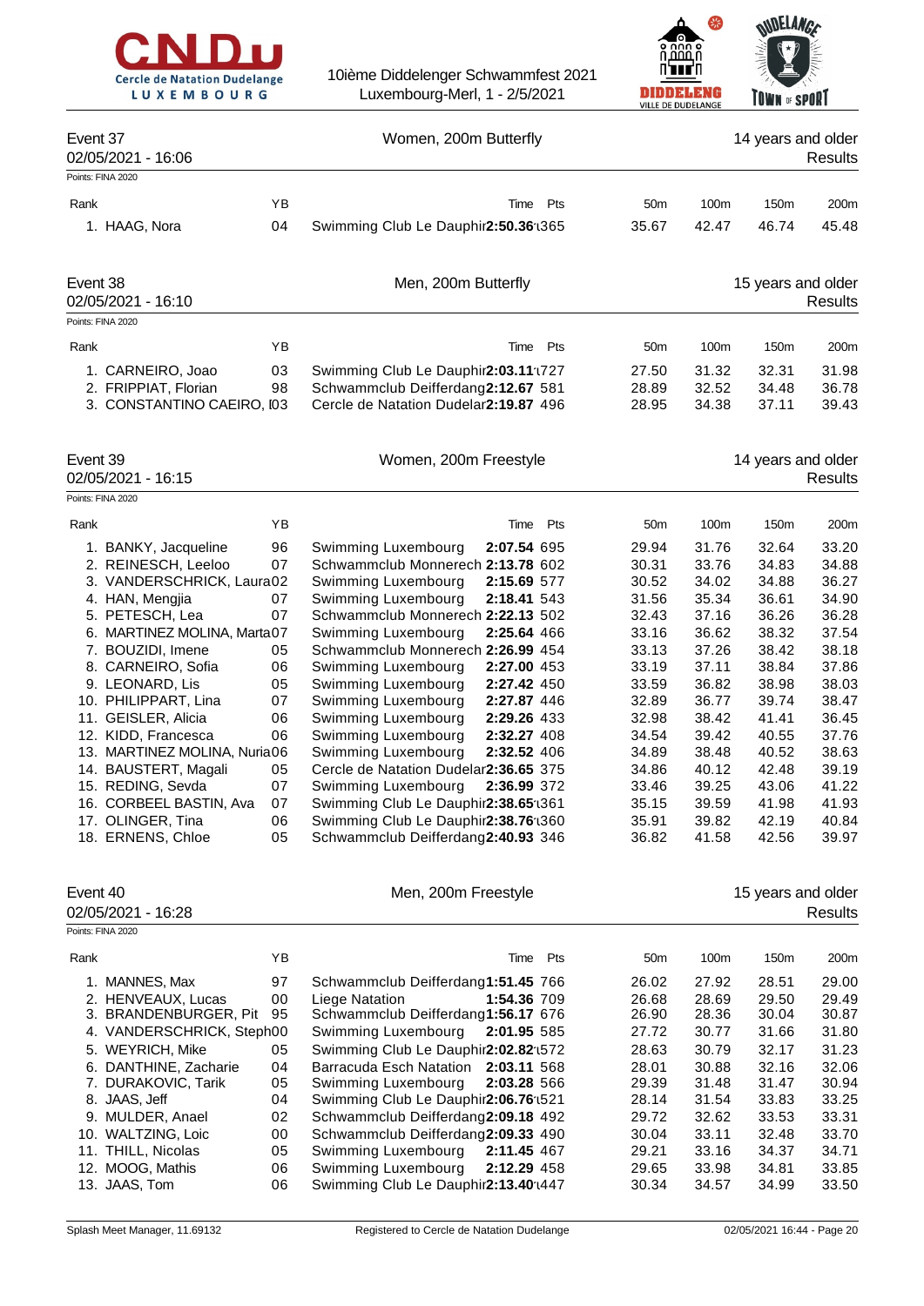## Event 37 — Women, 200m Butterfly — 14 years and older

02/05/2021 - 16:06 — Results

Points: FINA 2020

| Rank | | YB | | Time | Pts | 50m | 100m | 150m | 200m |
|---|---|---|---|---|---|---|---|---|---|
| 1. | HAAG, Nora | 04 | Swimming Club Le Dauphin | **2:50.36** | 365 | 35.67 | 42.47 | 46.74 | 45.48 |

## Event 38 — Men, 200m Butterfly — 15 years and older

02/05/2021 - 16:10 — Results

Points: FINA 2020

| Rank | | YB | | Time | Pts | 50m | 100m | 150m | 200m |
|---|---|---|---|---|---|---|---|---|---|
| 1. | CARNEIRO, Joao | 03 | Swimming Club Le Dauphin | **2:03.11** | 727 | 27.50 | 31.32 | 32.31 | 31.98 |
| 2. | FRIPPIAT, Florian | 98 | Schwammclub Deifferdang | **2:12.67** | 581 | 28.89 | 32.52 | 34.48 | 36.78 |
| 3. | CONSTANTINO CAEIRO, D | 03 | Cercle de Natation Dudelange | **2:19.87** | 496 | 28.95 | 34.38 | 37.11 | 39.43 |

## Event 39 — Women, 200m Freestyle — 14 years and older

02/05/2021 - 16:15 — Results

Points: FINA 2020

| Rank | | YB | | Time | Pts | 50m | 100m | 150m | 200m |
|---|---|---|---|---|---|---|---|---|---|
| 1. | BANKY, Jacqueline | 96 | Swimming Luxembourg | **2:07.54** | 695 | 29.94 | 31.76 | 32.64 | 33.20 |
| 2. | REINESCH, Leeloo | 07 | Schwammclub Monnerech | **2:13.78** | 602 | 30.31 | 33.76 | 34.83 | 34.88 |
| 3. | VANDERSCHRICK, Laura | 02 | Swimming Luxembourg | **2:15.69** | 577 | 30.52 | 34.02 | 34.88 | 36.27 |
| 4. | HAN, Mengjia | 07 | Swimming Luxembourg | **2:18.41** | 543 | 31.56 | 35.34 | 36.61 | 34.90 |
| 5. | PETESCH, Lea | 07 | Schwammclub Monnerech | **2:22.13** | 502 | 32.43 | 37.16 | 36.26 | 36.28 |
| 6. | MARTINEZ MOLINA, Marta | 07 | Swimming Luxembourg | **2:25.64** | 466 | 33.16 | 36.62 | 38.32 | 37.54 |
| 7. | BOUZIDI, Imene | 05 | Schwammclub Monnerech | **2:26.99** | 454 | 33.13 | 37.26 | 38.42 | 38.18 |
| 8. | CARNEIRO, Sofia | 06 | Swimming Luxembourg | **2:27.00** | 453 | 33.19 | 37.11 | 38.84 | 37.86 |
| 9. | LEONARD, Lis | 05 | Swimming Luxembourg | **2:27.42** | 450 | 33.59 | 36.82 | 38.98 | 38.03 |
| 10. | PHILIPPART, Lina | 07 | Swimming Luxembourg | **2:27.87** | 446 | 32.89 | 36.77 | 39.74 | 38.47 |
| 11. | GEISLER, Alicia | 06 | Swimming Luxembourg | **2:29.26** | 433 | 32.98 | 38.42 | 41.41 | 36.45 |
| 12. | KIDD, Francesca | 06 | Swimming Luxembourg | **2:32.27** | 408 | 34.54 | 39.42 | 40.55 | 37.76 |
| 13. | MARTINEZ MOLINA, Nuria | 06 | Swimming Luxembourg | **2:32.52** | 406 | 34.89 | 38.48 | 40.52 | 38.63 |
| 14. | BAUSTERT, Magali | 05 | Cercle de Natation Dudelange | **2:36.65** | 375 | 34.86 | 40.12 | 42.48 | 39.19 |
| 15. | REDING, Sevda | 07 | Swimming Luxembourg | **2:36.99** | 372 | 33.46 | 39.25 | 43.06 | 41.22 |
| 16. | CORBEEL BASTIN, Ava | 07 | Swimming Club Le Dauphin | **2:38.65** | 361 | 35.15 | 39.59 | 41.98 | 41.93 |
| 17. | OLINGER, Tina | 06 | Swimming Club Le Dauphin | **2:38.76** | 360 | 35.91 | 39.82 | 42.19 | 40.84 |
| 18. | ERNENS, Chloe | 05 | Schwammclub Deifferdang | **2:40.93** | 346 | 36.82 | 41.58 | 42.56 | 39.97 |

## Event 40 — Men, 200m Freestyle — 15 years and older

02/05/2021 - 16:28 — Results

Points: FINA 2020

| Rank | | YB | | Time | Pts | 50m | 100m | 150m | 200m |
|---|---|---|---|---|---|---|---|---|---|
| 1. | MANNES, Max | 97 | Schwammclub Deifferdang | **1:51.45** | 766 | 26.02 | 27.92 | 28.51 | 29.00 |
| 2. | HENVEAUX, Lucas | 00 | Liege Natation | **1:54.36** | 709 | 26.68 | 28.69 | 29.50 | 29.49 |
| 3. | BRANDENBURGER, Pit | 95 | Schwammclub Deifferdang | **1:56.17** | 676 | 26.90 | 28.36 | 30.04 | 30.87 |
| 4. | VANDERSCHRICK, Steph | 00 | Swimming Luxembourg | **2:01.95** | 585 | 27.72 | 30.77 | 31.66 | 31.80 |
| 5. | WEYRICH, Mike | 05 | Swimming Club Le Dauphin | **2:02.82** | 572 | 28.63 | 30.79 | 32.17 | 31.23 |
| 6. | DANTHINE, Zacharie | 04 | Barracuda Esch Natation | **2:03.11** | 568 | 28.01 | 30.88 | 32.16 | 32.06 |
| 7. | DURAKOVIC, Tarik | 05 | Swimming Luxembourg | **2:03.28** | 566 | 29.39 | 31.48 | 31.47 | 30.94 |
| 8. | JAAS, Jeff | 04 | Swimming Club Le Dauphin | **2:06.76** | 521 | 28.14 | 31.54 | 33.83 | 33.25 |
| 9. | MULDER, Anael | 02 | Schwammclub Deifferdang | **2:09.18** | 492 | 29.72 | 32.62 | 33.53 | 33.31 |
| 10. | WALTZING, Loic | 00 | Schwammclub Deifferdang | **2:09.33** | 490 | 30.04 | 33.11 | 32.48 | 33.70 |
| 11. | THILL, Nicolas | 05 | Swimming Luxembourg | **2:11.45** | 467 | 29.21 | 33.16 | 34.37 | 34.71 |
| 12. | MOOG, Mathis | 06 | Swimming Luxembourg | **2:12.29** | 458 | 29.65 | 33.98 | 34.81 | 33.85 |
| 13. | JAAS, Tom | 06 | Swimming Club Le Dauphin | **2:13.40** | 447 | 30.34 | 34.57 | 34.99 | 33.50 |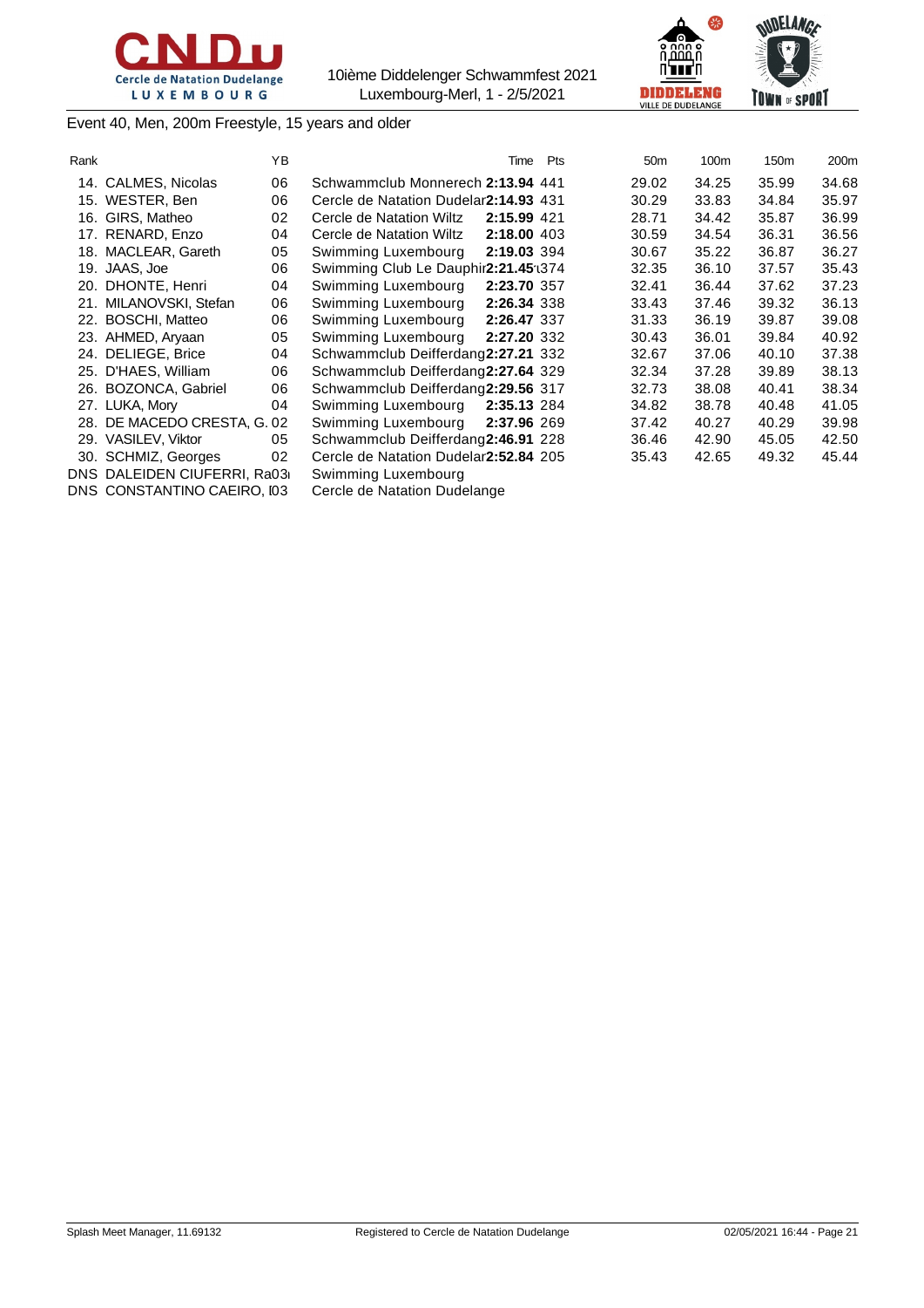10ième Diddelenger Schwammfest 2021
Luxembourg-Merl, 1 - 2/5/2021

Event 40, Men, 200m Freestyle, 15 years and older

| Rank | | YB | | Time | Pts | 50m | 100m | 150m | 200m |
|---|---|---|---|---|---|---|---|---|---|
| 14. | CALMES, Nicolas | 06 | Schwammclub Monnerech | **2:13.94** | 441 | 29.02 | 34.25 | 35.99 | 34.68 |
| 15. | WESTER, Ben | 06 | Cercle de Natation Dudelar | **2:14.93** | 431 | 30.29 | 33.83 | 34.84 | 35.97 |
| 16. | GIRS, Matheo | 02 | Cercle de Natation Wiltz | **2:15.99** | 421 | 28.71 | 34.42 | 35.87 | 36.99 |
| 17. | RENARD, Enzo | 04 | Cercle de Natation Wiltz | **2:18.00** | 403 | 30.59 | 34.54 | 36.31 | 36.56 |
| 18. | MACLEAR, Gareth | 05 | Swimming Luxembourg | **2:19.03** | 394 | 30.67 | 35.22 | 36.87 | 36.27 |
| 19. | JAAS, Joe | 06 | Swimming Club Le Dauphir | **2:21.45** | 374 | 32.35 | 36.10 | 37.57 | 35.43 |
| 20. | DHONTE, Henri | 04 | Swimming Luxembourg | **2:23.70** | 357 | 32.41 | 36.44 | 37.62 | 37.23 |
| 21. | MILANOVSKI, Stefan | 06 | Swimming Luxembourg | **2:26.34** | 338 | 33.43 | 37.46 | 39.32 | 36.13 |
| 22. | BOSCHI, Matteo | 06 | Swimming Luxembourg | **2:26.47** | 337 | 31.33 | 36.19 | 39.87 | 39.08 |
| 23. | AHMED, Aryaan | 05 | Swimming Luxembourg | **2:27.20** | 332 | 30.43 | 36.01 | 39.84 | 40.92 |
| 24. | DELIEGE, Brice | 04 | Schwammclub Deifferdang | **2:27.21** | 332 | 32.67 | 37.06 | 40.10 | 37.38 |
| 25. | D'HAES, William | 06 | Schwammclub Deifferdang | **2:27.64** | 329 | 32.34 | 37.28 | 39.89 | 38.13 |
| 26. | BOZONCA, Gabriel | 06 | Schwammclub Deifferdang | **2:29.56** | 317 | 32.73 | 38.08 | 40.41 | 38.34 |
| 27. | LUKA, Mory | 04 | Swimming Luxembourg | **2:35.13** | 284 | 34.82 | 38.78 | 40.48 | 41.05 |
| 28. | DE MACEDO CRESTA, G. | 02 | Swimming Luxembourg | **2:37.96** | 269 | 37.42 | 40.27 | 40.29 | 39.98 |
| 29. | VASILEV, Viktor | 05 | Schwammclub Deifferdang | **2:46.91** | 228 | 36.46 | 42.90 | 45.05 | 42.50 |
| 30. | SCHMIZ, Georges | 02 | Cercle de Natation Dudelar | **2:52.84** | 205 | 35.43 | 42.65 | 49.32 | 45.44 |
| DNS | DALEIDEN CIUFERRI, Ra | 03 | Swimming Luxembourg | | | | | | |
| DNS | CONSTANTINO CAEIRO, I | 03 | Cercle de Natation Dudelange | | | | | | |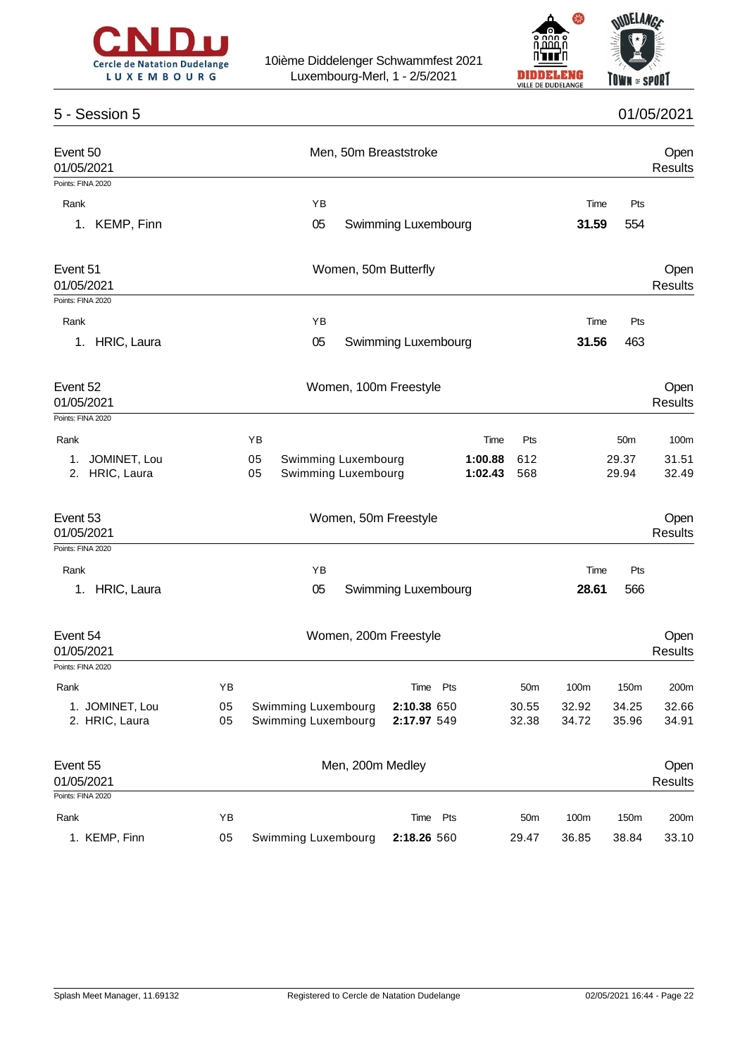## 5 - Session 5

01/05/2021

### Event 50 — Men, 50m Breaststroke

01/05/2021 — Open Results

Points: FINA 2020

| Rank | | YB | | Time | Pts |
|---|---|---|---|---|---|
| 1. | KEMP, Finn | 05 | Swimming Luxembourg | **31.59** | 554 |

### Event 51 — Women, 50m Butterfly

01/05/2021 — Open Results

Points: FINA 2020

| Rank | | YB | | Time | Pts |
|---|---|---|---|---|---|
| 1. | HRIC, Laura | 05 | Swimming Luxembourg | **31.56** | 463 |

### Event 52 — Women, 100m Freestyle

01/05/2021 — Open Results

Points: FINA 2020

| Rank | | YB | | Time | Pts | 50m | 100m |
|---|---|---|---|---|---|---|---|
| 1. | JOMINET, Lou | 05 | Swimming Luxembourg | **1:00.88** | 612 | 29.37 | 31.51 |
| 2. | HRIC, Laura | 05 | Swimming Luxembourg | **1:02.43** | 568 | 29.94 | 32.49 |

### Event 53 — Women, 50m Freestyle

01/05/2021 — Open Results

Points: FINA 2020

| Rank | | YB | | Time | Pts |
|---|---|---|---|---|---|
| 1. | HRIC, Laura | 05 | Swimming Luxembourg | **28.61** | 566 |

### Event 54 — Women, 200m Freestyle

01/05/2021 — Open Results

Points: FINA 2020

| Rank | | YB | | Time | Pts | 50m | 100m | 150m | 200m |
|---|---|---|---|---|---|---|---|---|---|
| 1. | JOMINET, Lou | 05 | Swimming Luxembourg | **2:10.38** | 650 | 30.55 | 32.92 | 34.25 | 32.66 |
| 2. | HRIC, Laura | 05 | Swimming Luxembourg | **2:17.97** | 549 | 32.38 | 34.72 | 35.96 | 34.91 |

### Event 55 — Men, 200m Medley

01/05/2021 — Open Results

Points: FINA 2020

| Rank | | YB | | Time | Pts | 50m | 100m | 150m | 200m |
|---|---|---|---|---|---|---|---|---|---|
| 1. | KEMP, Finn | 05 | Swimming Luxembourg | **2:18.26** | 560 | 29.47 | 36.85 | 38.84 | 33.10 |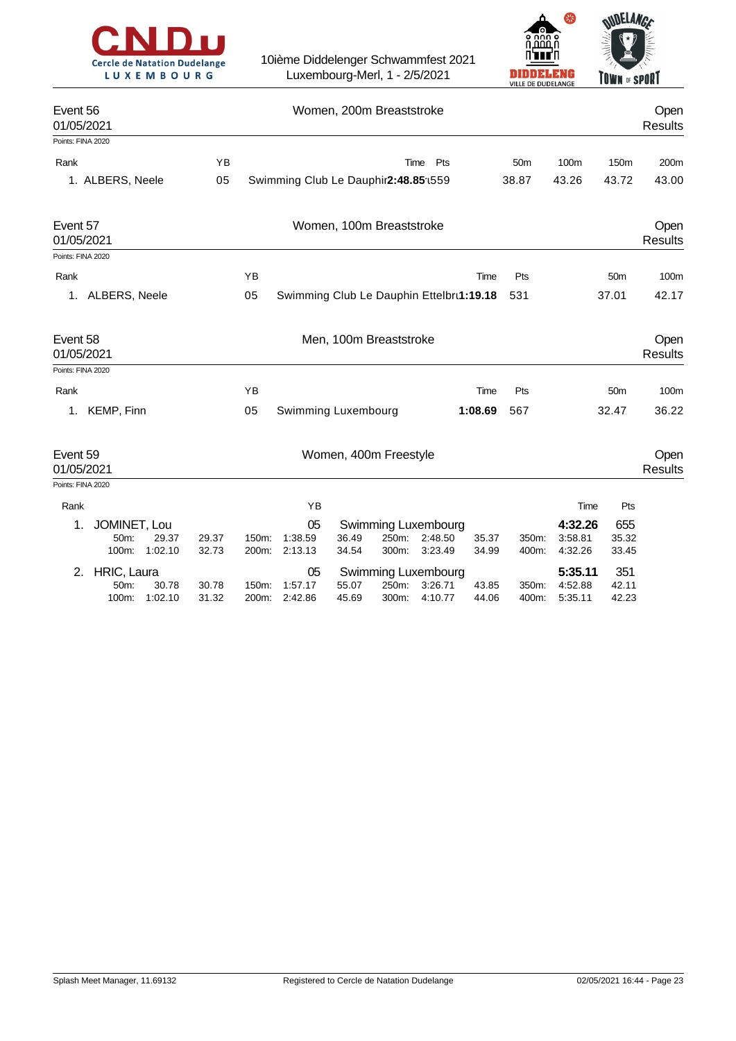# 10ième Diddelenger Schwammfest 2021
Luxembourg-Merl, 1 - 2/5/2021

## Event 56 — Women, 200m Breaststroke

01/05/2021 — Open Results

Points: FINA 2020

| Rank | | YB | | Time | Pts | 50m | 100m | 150m | 200m |
|---|---|---|---|---|---|---|---|---|---|
| 1. | ALBERS, Neele | 05 | Swimming Club Le Dauphin | 2:48.85 | 559 | 38.87 | 43.26 | 43.72 | 43.00 |

## Event 57 — Women, 100m Breaststroke

01/05/2021 — Open Results

Points: FINA 2020

| Rank | | YB | | Time | Pts | 50m | 100m |
|---|---|---|---|---|---|---|---|
| 1. | ALBERS, Neele | 05 | Swimming Club Le Dauphin Ettelbru | 1:19.18 | 531 | 37.01 | 42.17 |

## Event 58 — Men, 100m Breaststroke

01/05/2021 — Open Results

Points: FINA 2020

| Rank | | YB | | Time | Pts | 50m | 100m |
|---|---|---|---|---|---|---|---|
| 1. | KEMP, Finn | 05 | Swimming Luxembourg | 1:08.69 | 567 | 32.47 | 36.22 |

## Event 59 — Women, 400m Freestyle

01/05/2021 — Open Results

Points: FINA 2020

| Rank | | YB | | Time | Pts |
|---|---|---|---|---|---|
| 1. | JOMINET, Lou | 05 | Swimming Luxembourg | 4:32.26 | 655 |
| 2. | HRIC, Laura | 05 | Swimming Luxembourg | 5:35.11 | 351 |

Splits JOMINET, Lou:

| Distance | Time | Split |
|---|---|---|
| 50m | 29.37 | 29.37 |
| 100m | 1:02.10 | 32.73 |
| 150m | 1:38.59 | 36.49 |
| 200m | 2:13.13 | 34.54 |
| 250m | 2:48.50 | 35.37 |
| 300m | 3:23.49 | 34.99 |
| 350m | 3:58.81 | 35.32 |
| 400m | 4:32.26 | 33.45 |

Splits HRIC, Laura:

| Distance | Time | Split |
|---|---|---|
| 50m | 30.78 | 30.78 |
| 100m | 1:02.10 | 31.32 |
| 150m | 1:57.17 | 55.07 |
| 200m | 2:42.86 | 45.69 |
| 250m | 3:26.71 | 43.85 |
| 300m | 4:10.77 | 44.06 |
| 350m | 4:52.88 | 42.11 |
| 400m | 5:35.11 | 42.23 |

Splash Meet Manager, 11.69132 — Registered to Cercle de Natation Dudelange — 02/05/2021 16:44